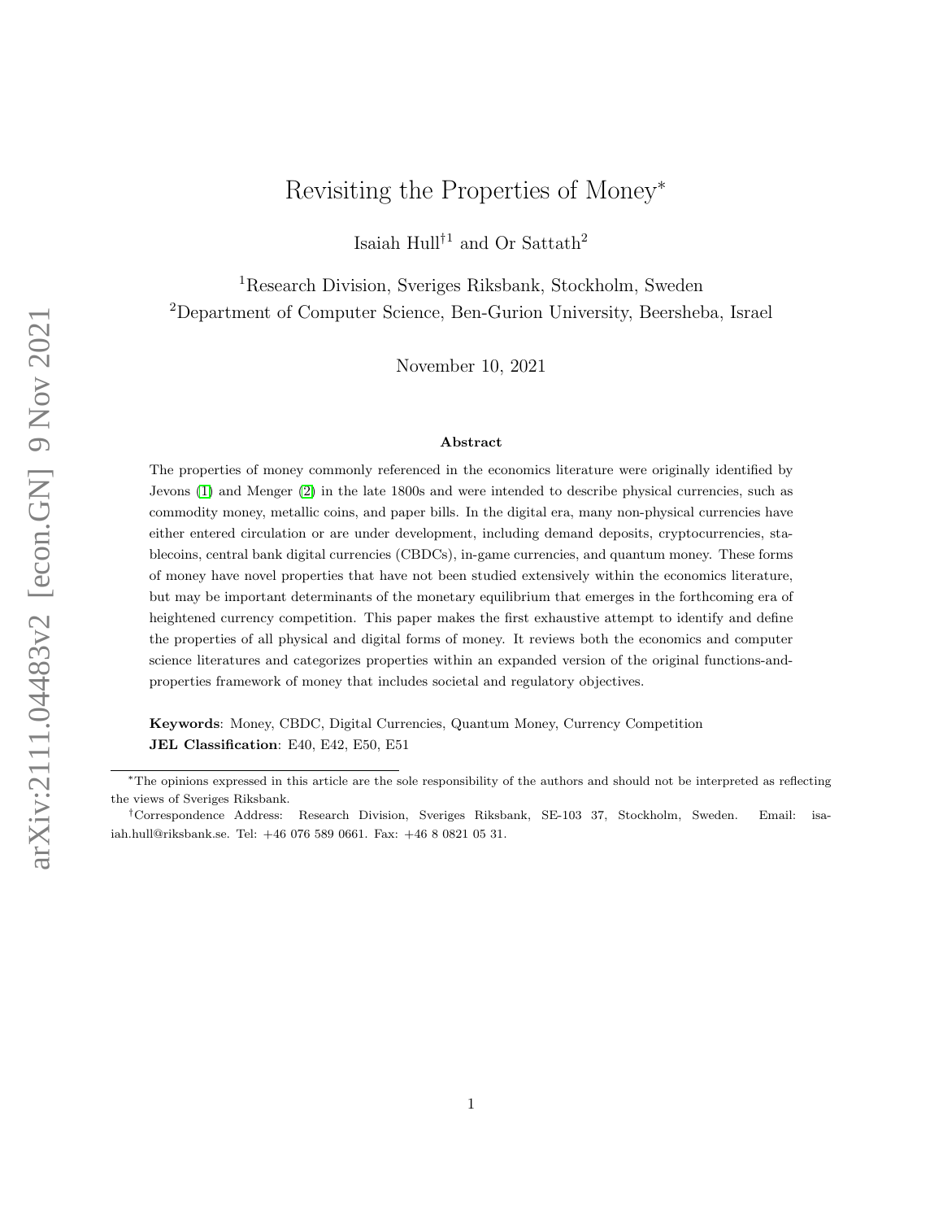# Revisiting the Properties of Money*

Isaiah Hull†[1] and Or Sattath[2]

[1]Research Division, Sveriges Riksbank, Stockholm, Sweden

[2]Department of Computer Science, Ben-Gurion University, Beersheba, Israel

November 10, 2021

### Abstract

The properties of money commonly referenced in the economics literature were originally identified by Jevons (1) and Menger (2) in the late 1800s and were intended to describe physical currencies, such as commodity money, metallic coins, and paper bills. In the digital era, many non-physical currencies have either entered circulation or are under development, including demand deposits, cryptocurrencies, stablecoins, central bank digital currencies (CBDCs), in-game currencies, and quantum money. These forms of money have novel properties that have not been studied extensively within the economics literature, but may be important determinants of the monetary equilibrium that emerges in the forthcoming era of heightened currency competition. This paper makes the first exhaustive attempt to identify and define the properties of all physical and digital forms of money. It reviews both the economics and computer science literatures and categorizes properties within an expanded version of the original functions-and-properties framework of money that includes societal and regulatory objectives.

**Keywords**: Money, CBDC, Digital Currencies, Quantum Money, Currency Competition

**JEL Classification**: E40, E42, E50, E51

---

*The opinions expressed in this article are the sole responsibility of the authors and should not be interpreted as reflecting the views of Sveriges Riksbank.

†Correspondence Address: Research Division, Sveriges Riksbank, SE-103 37, Stockholm, Sweden. Email: isaiah.hull@riksbank.se. Tel: +46 076 589 0661. Fax: +46 8 0821 05 31.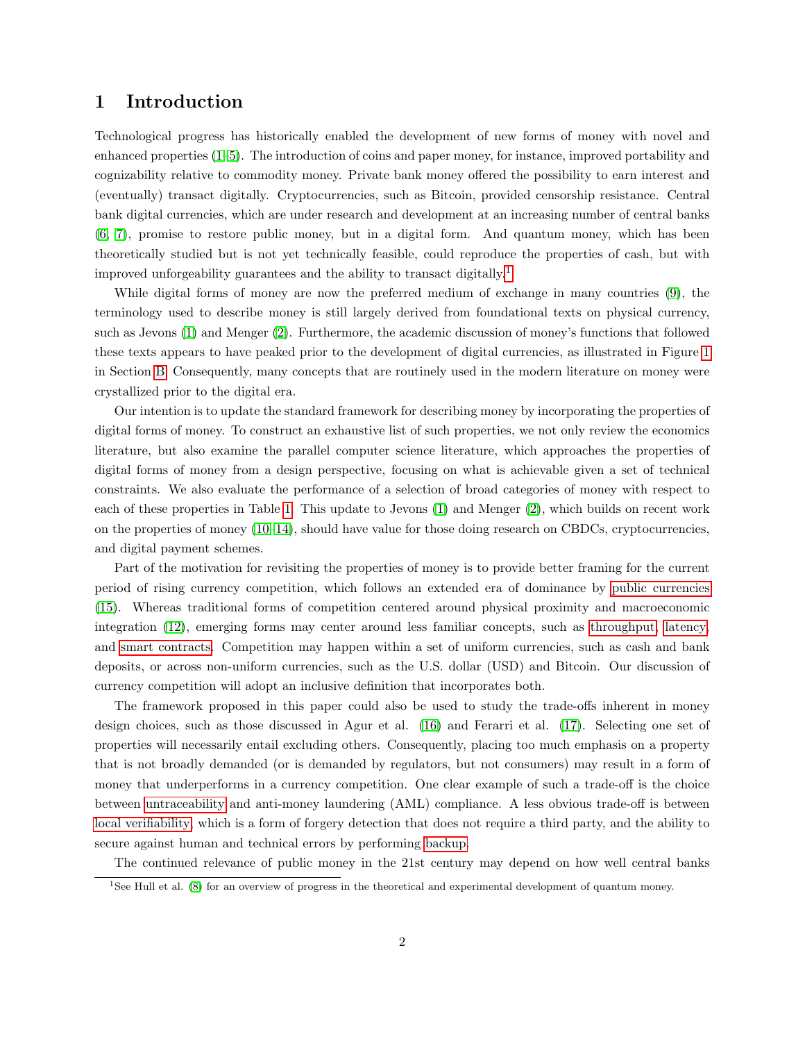## 1 Introduction

Technological progress has historically enabled the development of new forms of money with novel and enhanced properties (1–5). The introduction of coins and paper money, for instance, improved portability and cognizability relative to commodity money. Private bank money offered the possibility to earn interest and (eventually) transact digitally. Cryptocurrencies, such as Bitcoin, provided censorship resistance. Central bank digital currencies, which are under research and development at an increasing number of central banks (6, 7), promise to restore public money, but in a digital form. And quantum money, which has been theoretically studied but is not yet technically feasible, could reproduce the properties of cash, but with improved unforgeability guarantees and the ability to transact digitally.[1]

While digital forms of money are now the preferred medium of exchange in many countries (9), the terminology used to describe money is still largely derived from foundational texts on physical currency, such as Jevons (1) and Menger (2). Furthermore, the academic discussion of money's functions that followed these texts appears to have peaked prior to the development of digital currencies, as illustrated in Figure 1 in Section B. Consequently, many concepts that are routinely used in the modern literature on money were crystallized prior to the digital era.

Our intention is to update the standard framework for describing money by incorporating the properties of digital forms of money. To construct an exhaustive list of such properties, we not only review the economics literature, but also examine the parallel computer science literature, which approaches the properties of digital forms of money from a design perspective, focusing on what is achievable given a set of technical constraints. We also evaluate the performance of a selection of broad categories of money with respect to each of these properties in Table 1. This update to Jevons (1) and Menger (2), which builds on recent work on the properties of money (10–14), should have value for those doing research on CBDCs, cryptocurrencies, and digital payment schemes.

Part of the motivation for revisiting the properties of money is to provide better framing for the current period of rising currency competition, which follows an extended era of dominance by public currencies (15). Whereas traditional forms of competition centered around physical proximity and macroeconomic integration (12), emerging forms may center around less familiar concepts, such as throughput, latency, and smart contracts. Competition may happen within a set of uniform currencies, such as cash and bank deposits, or across non-uniform currencies, such as the U.S. dollar (USD) and Bitcoin. Our discussion of currency competition will adopt an inclusive definition that incorporates both.

The framework proposed in this paper could also be used to study the trade-offs inherent in money design choices, such as those discussed in Agur et al. (16) and Ferarri et al. (17). Selecting one set of properties will necessarily entail excluding others. Consequently, placing too much emphasis on a property that is not broadly demanded (or is demanded by regulators, but not consumers) may result in a form of money that underperforms in a currency competition. One clear example of such a trade-off is the choice between untraceability and anti-money laundering (AML) compliance. A less obvious trade-off is between local verifiability, which is a form of forgery detection that does not require a third party, and the ability to secure against human and technical errors by performing backup.

The continued relevance of public money in the 21st century may depend on how well central banks

[1] See Hull et al. (8) for an overview of progress in the theoretical and experimental development of quantum money.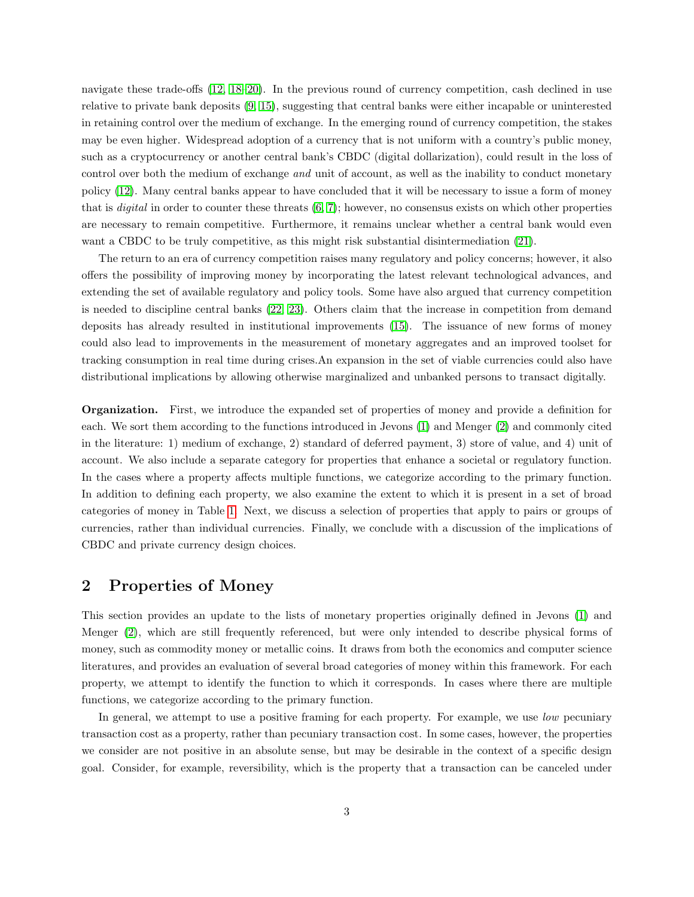navigate these trade-offs (12, 18–20). In the previous round of currency competition, cash declined in use relative to private bank deposits (9, 15), suggesting that central banks were either incapable or uninterested in retaining control over the medium of exchange. In the emerging round of currency competition, the stakes may be even higher. Widespread adoption of a currency that is not uniform with a country's public money, such as a cryptocurrency or another central bank's CBDC (digital dollarization), could result in the loss of control over both the medium of exchange *and* unit of account, as well as the inability to conduct monetary policy (12). Many central banks appear to have concluded that it will be necessary to issue a form of money that is *digital* in order to counter these threats (6, 7); however, no consensus exists on which other properties are necessary to remain competitive. Furthermore, it remains unclear whether a central bank would even want a CBDC to be truly competitive, as this might risk substantial disintermediation (21).

The return to an era of currency competition raises many regulatory and policy concerns; however, it also offers the possibility of improving money by incorporating the latest relevant technological advances, and extending the set of available regulatory and policy tools. Some have also argued that currency competition is needed to discipline central banks (22, 23). Others claim that the increase in competition from demand deposits has already resulted in institutional improvements (15). The issuance of new forms of money could also lead to improvements in the measurement of monetary aggregates and an improved toolset for tracking consumption in real time during crises.An expansion in the set of viable currencies could also have distributional implications by allowing otherwise marginalized and unbanked persons to transact digitally.

**Organization.** First, we introduce the expanded set of properties of money and provide a definition for each. We sort them according to the functions introduced in Jevons (1) and Menger (2) and commonly cited in the literature: 1) medium of exchange, 2) standard of deferred payment, 3) store of value, and 4) unit of account. We also include a separate category for properties that enhance a societal or regulatory function. In the cases where a property affects multiple functions, we categorize according to the primary function. In addition to defining each property, we also examine the extent to which it is present in a set of broad categories of money in Table 1. Next, we discuss a selection of properties that apply to pairs or groups of currencies, rather than individual currencies. Finally, we conclude with a discussion of the implications of CBDC and private currency design choices.

## 2 Properties of Money

This section provides an update to the lists of monetary properties originally defined in Jevons (1) and Menger (2), which are still frequently referenced, but were only intended to describe physical forms of money, such as commodity money or metallic coins. It draws from both the economics and computer science literatures, and provides an evaluation of several broad categories of money within this framework. For each property, we attempt to identify the function to which it corresponds. In cases where there are multiple functions, we categorize according to the primary function.

In general, we attempt to use a positive framing for each property. For example, we use *low* pecuniary transaction cost as a property, rather than pecuniary transaction cost. In some cases, however, the properties we consider are not positive in an absolute sense, but may be desirable in the context of a specific design goal. Consider, for example, reversibility, which is the property that a transaction can be canceled under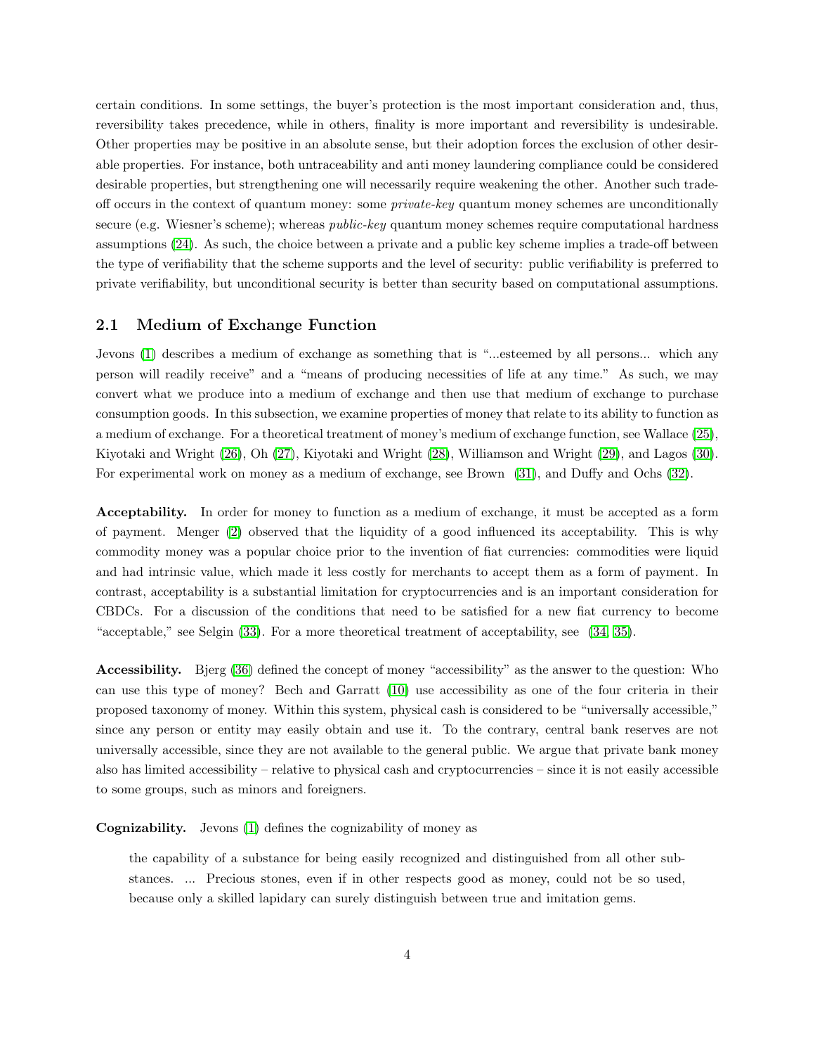certain conditions. In some settings, the buyer's protection is the most important consideration and, thus, reversibility takes precedence, while in others, finality is more important and reversibility is undesirable. Other properties may be positive in an absolute sense, but their adoption forces the exclusion of other desirable properties. For instance, both untraceability and anti money laundering compliance could be considered desirable properties, but strengthening one will necessarily require weakening the other. Another such trade-off occurs in the context of quantum money: some *private-key* quantum money schemes are unconditionally secure (e.g. Wiesner's scheme); whereas *public-key* quantum money schemes require computational hardness assumptions (24). As such, the choice between a private and a public key scheme implies a trade-off between the type of verifiability that the scheme supports and the level of security: public verifiability is preferred to private verifiability, but unconditional security is better than security based on computational assumptions.

## 2.1 Medium of Exchange Function

Jevons (1) describes a medium of exchange as something that is "...esteemed by all persons... which any person will readily receive" and a "means of producing necessities of life at any time." As such, we may convert what we produce into a medium of exchange and then use that medium of exchange to purchase consumption goods. In this subsection, we examine properties of money that relate to its ability to function as a medium of exchange. For a theoretical treatment of money's medium of exchange function, see Wallace (25), Kiyotaki and Wright (26), Oh (27), Kiyotaki and Wright (28), Williamson and Wright (29), and Lagos (30). For experimental work on money as a medium of exchange, see Brown (31), and Duffy and Ochs (32).

**Acceptability.** In order for money to function as a medium of exchange, it must be accepted as a form of payment. Menger (2) observed that the liquidity of a good influenced its acceptability. This is why commodity money was a popular choice prior to the invention of fiat currencies: commodities were liquid and had intrinsic value, which made it less costly for merchants to accept them as a form of payment. In contrast, acceptability is a substantial limitation for cryptocurrencies and is an important consideration for CBDCs. For a discussion of the conditions that need to be satisfied for a new fiat currency to become "acceptable," see Selgin (33). For a more theoretical treatment of acceptability, see (34, 35).

**Accessibility.** Bjerg (36) defined the concept of money "accessibility" as the answer to the question: Who can use this type of money? Bech and Garratt (10) use accessibility as one of the four criteria in their proposed taxonomy of money. Within this system, physical cash is considered to be "universally accessible," since any person or entity may easily obtain and use it. To the contrary, central bank reserves are not universally accessible, since they are not available to the general public. We argue that private bank money also has limited accessibility – relative to physical cash and cryptocurrencies – since it is not easily accessible to some groups, such as minors and foreigners.

**Cognizability.** Jevons (1) defines the cognizability of money as

> the capability of a substance for being easily recognized and distinguished from all other substances. ... Precious stones, even if in other respects good as money, could not be so used, because only a skilled lapidary can surely distinguish between true and imitation gems.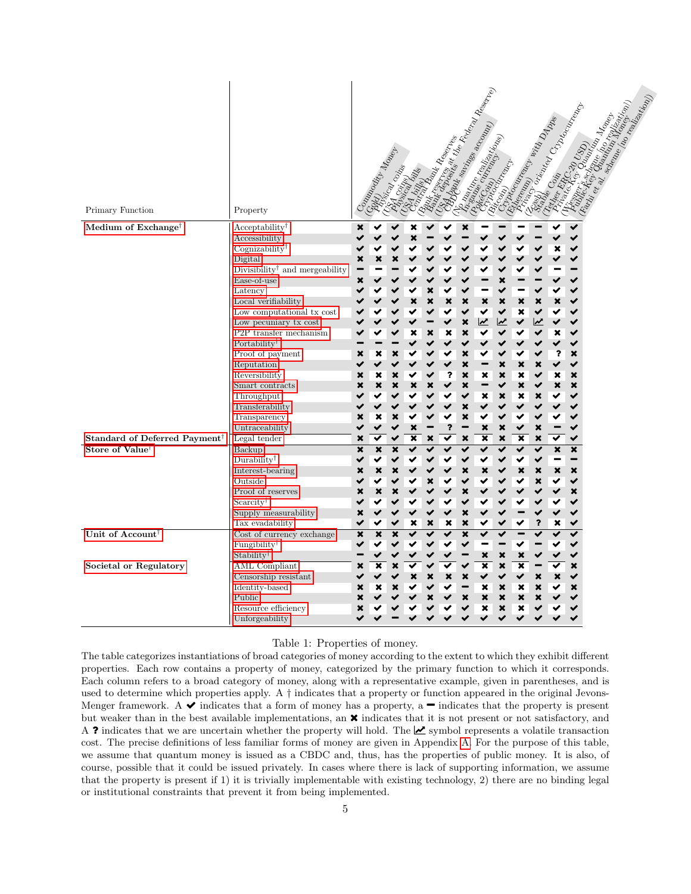| Primary Function | Property | Commodity Money (Gold) | Physical coins (USA coins) | Physical bills (USA bills) | Central Bank Reserves (Bank reserves at the Federal Reserve) | Bank deposits (USA bank savings account) | CBDC (No mature realizations) | In-game currency (PokéCoin) | Cryptocurrency (Bitcoin) | Cryptocurrency with DApps (Ethereum) | Privacy oriented Cryptocurrency (Zcash) | Stable Coin (Tether ERC-20 USD) | Private-Key Quantum Money (Wiesner's scheme [no realization]) | Public-Key Quantum Money (Farhi et al. scheme [no realization]) |
|---|---|---|---|---|---|---|---|---|---|---|---|---|---|---|
| **Medium of Exchange**† | Acceptability† | ✖ | ✔ | ✔ | ✖ | ✔ | ✔ | ✖ | – | – | – | – | ✔ | ✔ |
| | Accessibility | ✔ | ✔ | ✔ | ✖ | – | ✔ | – | ✔ | ✔ | ✔ | – | ✔ | ✔ |
| | Cognizability† | ✔ | ✔ | ✔ | ✔ | ✔ | ✔ | ✔ | ✔ | ✔ | ✔ | ✔ | ✖ | ✔ |
| | Digital | ✖ | ✖ | ✖ | ✔ | ✔ | ✔ | ✔ | ✔ | ✔ | ✔ | ✔ | ✔ | ✔ |
| | Divisibility† and mergeability | – | – | – | ✔ | ✔ | ✔ | ✔ | ✔ | ✔ | ✔ | ✔ | – | – |
| | Ease-of-use | ✖ | ✔ | ✔ | ✔ | ✔ | ✔ | ✔ | – | ✖ | – | – | ✔ | ✔ |
| | Latency | ✔ | ✔ | ✔ | ✔ | ✖ | ✔ | ✔ | – | ✔ | – | ✔ | ✔ | ✔ |
| | Local verifiability | ✔ | ✔ | ✔ | ✖ | ✖ | ✖ | ✖ | ✖ | ✖ | ✖ | ✖ | ✖ | ✔ |
| | Low computational tx cost | ✔ | ✔ | ✔ | ✔ | ✔ | ✔ | ✔ | ✔ | ✔ | ✖ | ✔ | ✔ | ✔ |
| | Low pecuniary tx cost | ✔ | ✔ | ✔ | ✔ | – | ✔ | ✖ | 📈 | 📈 | ✔ | 📈 | ✔ | ✔ |
| | P2P transfer mechanism | ✔ | ✔ | ✔ | ✖ | ✖ | ✖ | ✖ | ✔ | ✔ | ✔ | ✔ | ✖ | ✔ |
| | Portability† | – | – | – | ✔ | ✔ | ✔ | ✔ | ✔ | ✔ | ✔ | ✔ | ✔ | ✔ |
| | Proof of payment | ✖ | ✖ | ✖ | ✔ | ✔ | ✔ | ✖ | ✔ | ✔ | ✔ | ✔ | ? | ✖ |
| | Reputation | ✔ | ✔ | ✔ | ✔ | ✔ | ✔ | ✖ | – | ✖ | ✖ | ✖ | ✔ | ✔ |
| | Reversibility | ✖ | ✖ | ✖ | ✔ | ✔ | ? | ✖ | ✖ | ✖ | ✖ | ✔ | ✖ | ✖ |
| | Smart contracts | ✖ | ✖ | ✖ | ✖ | ✖ | ✔ | ✖ | – | ✔ | ✖ | ✔ | ✖ | ✖ |
| | Throughput | ✔ | ✔ | ✔ | ✔ | ✔ | ✔ | ✔ | ✖ | ✖ | ✖ | ✖ | ✔ | ✔ |
| | Transferability | ✔ | ✔ | ✔ | ✔ | ✔ | ✔ | ✖ | ✔ | ✔ | ✔ | ✔ | ✔ | ✔ |
| | Transparency | ✖ | ✖ | ✖ | ✔ | ✔ | ✔ | ✖ | ✔ | ✔ | ✔ | ✔ | ✔ | ✔ |
| | Untraceability | ✔ | ✔ | ✔ | ✖ | – | ? | – | ✖ | ✖ | ✔ | ✖ | – | ✔ |
| **Standard of Deferred Payment**† | Legal tender | ✖ | ✔ | ✔ | ✖ | ✖ | ✔ | ✖ | ✖ | ✖ | ✖ | ✖ | ✔ | ✔ |
| **Store of Value**† | Backup | ✖ | ✖ | ✖ | ✔ | ✔ | ✔ | ✔ | ✔ | ✔ | ✔ | ✔ | ✖ | ✖ |
| | Durability† | ✔ | ✔ | ✔ | ✔ | ✔ | ✔ | ✔ | ✔ | ✔ | ✔ | ✔ | – | – |
| | Interest-bearing | ✖ | ✖ | ✖ | ✔ | ✔ | ✔ | ✖ | ✖ | ✔ | ✖ | ✖ | ✖ | ✖ |
| | Outside | ✔ | ✔ | ✔ | ✔ | ✖ | ✔ | ✔ | ✔ | ✔ | ✔ | ✖ | ✔ | ✔ |
| | Proof of reserves | ✖ | ✖ | ✖ | ✔ | ✔ | ✔ | ✖ | ✔ | ✔ | ✔ | ✔ | ✔ | ✖ |
| | Scarcity† | ✔ | ✔ | ✔ | ✔ | ✔ | ✔ | ✔ | ✔ | ✔ | ✔ | ✔ | ✔ | ✔ |
| | Supply measurability | ✖ | ✔ | ✔ | ✔ | ✔ | ✔ | ✖ | ✔ | ✔ | – | ✔ | ✔ | ✔ |
| | Tax evadability | ✔ | ✔ | ✔ | ✖ | ✖ | ✖ | ✖ | ✔ | ✔ | ✔ | ? | ✖ | ✔ |
| **Unit of Account**† | Cost of currency exchange | ✖ | ✖ | ✖ | ✔ | ✔ | ✔ | ✖ | ✔ | ✔ | – | ✔ | ✔ | ✔ |
| | Fungibility† | ✔ | ✔ | ✔ | ✔ | ✔ | ✔ | ✔ | – | – | ✔ | – | ✔ | ✔ |
| | Stability† | – | ✔ | ✔ | ✔ | ✔ | ✔ | – | ✖ | ✖ | ✖ | ✔ | ✔ | ✔ |
| **Societal or Regulatory** | AML Compliant | ✖ | ✖ | ✖ | ✔ | ✔ | ✔ | ✔ | ✖ | ✖ | ✖ | – | ✔ | ✖ |
| | Censorship resistant | ✔ | ✔ | ✔ | ✖ | ✖ | ✖ | ✖ | ✔ | ✔ | ✔ | ✖ | ✖ | ✔ |
| | Identity-based | ✖ | ✖ | ✖ | ✔ | ✔ | ✔ | – | ✖ | ✖ | ✖ | ✖ | ✔ | ✖ |
| | Public | ✖ | ✔ | ✔ | ✔ | ✖ | ✔ | ✖ | ✖ | ✖ | ✖ | ✖ | ✔ | ✔ |
| | Resource efficiency | ✖ | ✔ | ✔ | ✔ | ✔ | ✔ | ✔ | ✖ | ✖ | ✖ | ✔ | ✔ | ✔ |
| | Unforgeability | ✔ | ✔ | – | ✔ | ✔ | ✔ | ✔ | ✔ | ✔ | ✔ | ✔ | ✔ | ✔ |

Table 1: Properties of money.

The table categorizes instantiations of broad categories of money according to the extent to which they exhibit different properties. Each row contains a property of money, categorized by the primary function to which it corresponds. Each column refers to a broad category of money, along with a representative example, given in parentheses, and is used to determine which properties apply. A † indicates that a property or function appeared in the original Jevons-Menger framework. A ✔ indicates that a form of money has a property, a – indicates that the property is present but weaker than in the best available implementations, an ✖ indicates that it is not present or not satisfactory, and A ? indicates that we are uncertain whether the property will hold. The 📈 symbol represents a volatile transaction cost. The precise definitions of less familiar forms of money are given in Appendix A. For the purpose of this table, we assume that quantum money is issued as a CBDC and, thus, has the properties of public money. It is also, of course, possible that it could be issued privately. In cases where there is lack of supporting information, we assume that the property is present if 1) it is trivially implementable with existing technology, 2) there are no binding legal or institutional constraints that prevent it from being implemented.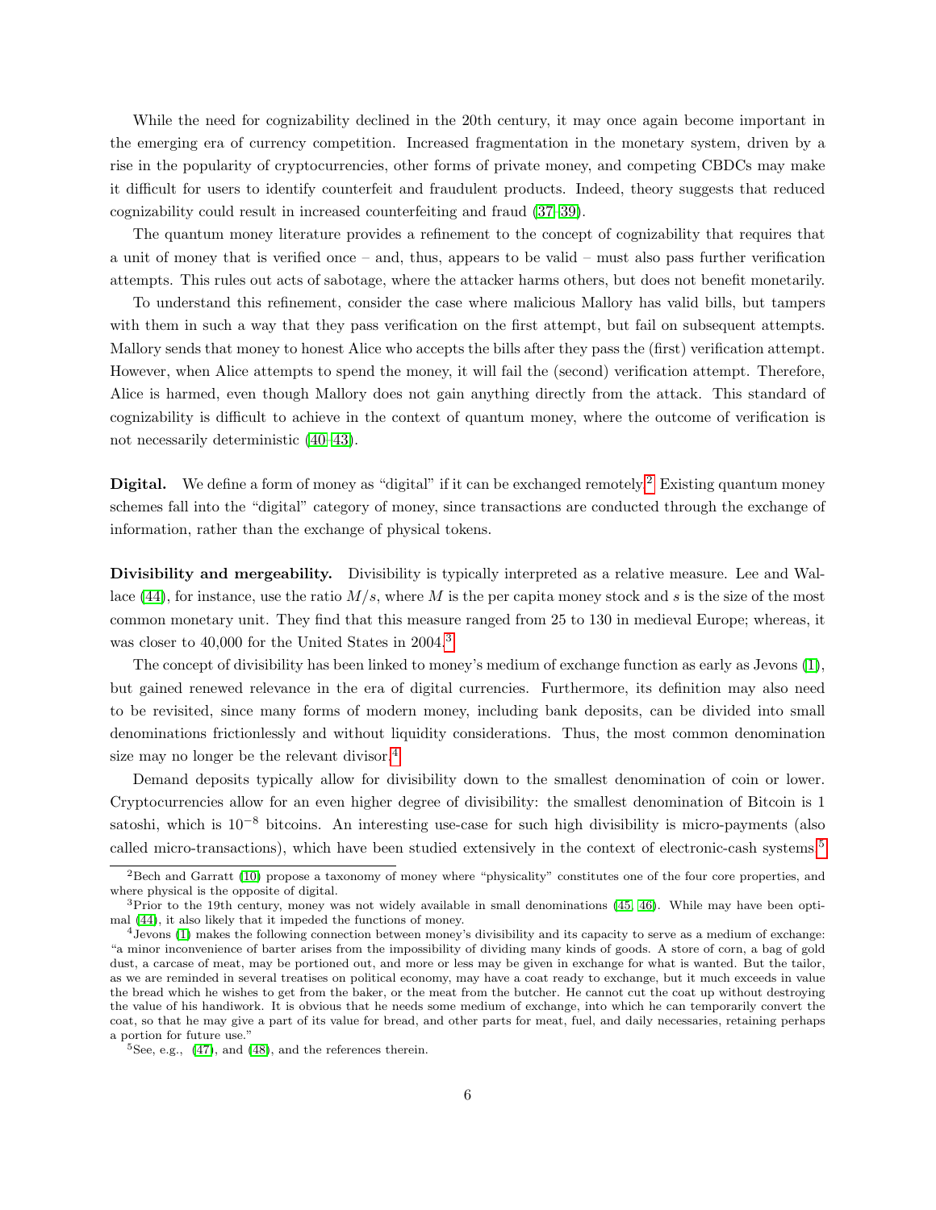While the need for cognizability declined in the 20th century, it may once again become important in the emerging era of currency competition. Increased fragmentation in the monetary system, driven by a rise in the popularity of cryptocurrencies, other forms of private money, and competing CBDCs may make it difficult for users to identify counterfeit and fraudulent products. Indeed, theory suggests that reduced cognizability could result in increased counterfeiting and fraud (37–39).

The quantum money literature provides a refinement to the concept of cognizability that requires that a unit of money that is verified once – and, thus, appears to be valid – must also pass further verification attempts. This rules out acts of sabotage, where the attacker harms others, but does not benefit monetarily.

To understand this refinement, consider the case where malicious Mallory has valid bills, but tampers with them in such a way that they pass verification on the first attempt, but fail on subsequent attempts. Mallory sends that money to honest Alice who accepts the bills after they pass the (first) verification attempt. However, when Alice attempts to spend the money, it will fail the (second) verification attempt. Therefore, Alice is harmed, even though Mallory does not gain anything directly from the attack. This standard of cognizability is difficult to achieve in the context of quantum money, where the outcome of verification is not necessarily deterministic (40–43).

**Digital.** We define a form of money as "digital" if it can be exchanged remotely.[2] Existing quantum money schemes fall into the "digital" category of money, since transactions are conducted through the exchange of information, rather than the exchange of physical tokens.

**Divisibility and mergeability.** Divisibility is typically interpreted as a relative measure. Lee and Wallace (44), for instance, use the ratio $M/s$, where $M$ is the per capita money stock and $s$ is the size of the most common monetary unit. They find that this measure ranged from 25 to 130 in medieval Europe; whereas, it was closer to 40,000 for the United States in 2004.[3]

The concept of divisibility has been linked to money's medium of exchange function as early as Jevons (1), but gained renewed relevance in the era of digital currencies. Furthermore, its definition may also need to be revisited, since many forms of modern money, including bank deposits, can be divided into small denominations frictionlessly and without liquidity considerations. Thus, the most common denomination size may no longer be the relevant divisor.[4]

Demand deposits typically allow for divisibility down to the smallest denomination of coin or lower. Cryptocurrencies allow for an even higher degree of divisibility: the smallest denomination of Bitcoin is 1 satoshi, which is $10^{-8}$ bitcoins. An interesting use-case for such high divisibility is micro-payments (also called micro-transactions), which have been studied extensively in the context of electronic-cash systems.[5]

---

[2] Bech and Garratt (10) propose a taxonomy of money where "physicality" constitutes one of the four core properties, and where physical is the opposite of digital.

[3] Prior to the 19th century, money was not widely available in small denominations (45, 46). While may have been optimal (44), it also likely that it impeded the functions of money.

[4] Jevons (1) makes the following connection between money's divisibility and its capacity to serve as a medium of exchange: "a minor inconvenience of barter arises from the impossibility of dividing many kinds of goods. A store of corn, a bag of gold dust, a carcase of meat, may be portioned out, and more or less may be given in exchange for what is wanted. But the tailor, as we are reminded in several treatises on political economy, may have a coat ready to exchange, but it much exceeds in value the bread which he wishes to get from the baker, or the meat from the butcher. He cannot cut the coat up without destroying the value of his handiwork. It is obvious that he needs some medium of exchange, into which he can temporarily convert the coat, so that he may give a part of its value for bread, and other parts for meat, fuel, and daily necessaries, retaining perhaps a portion for future use."

[5] See, e.g., (47), and (48), and the references therein.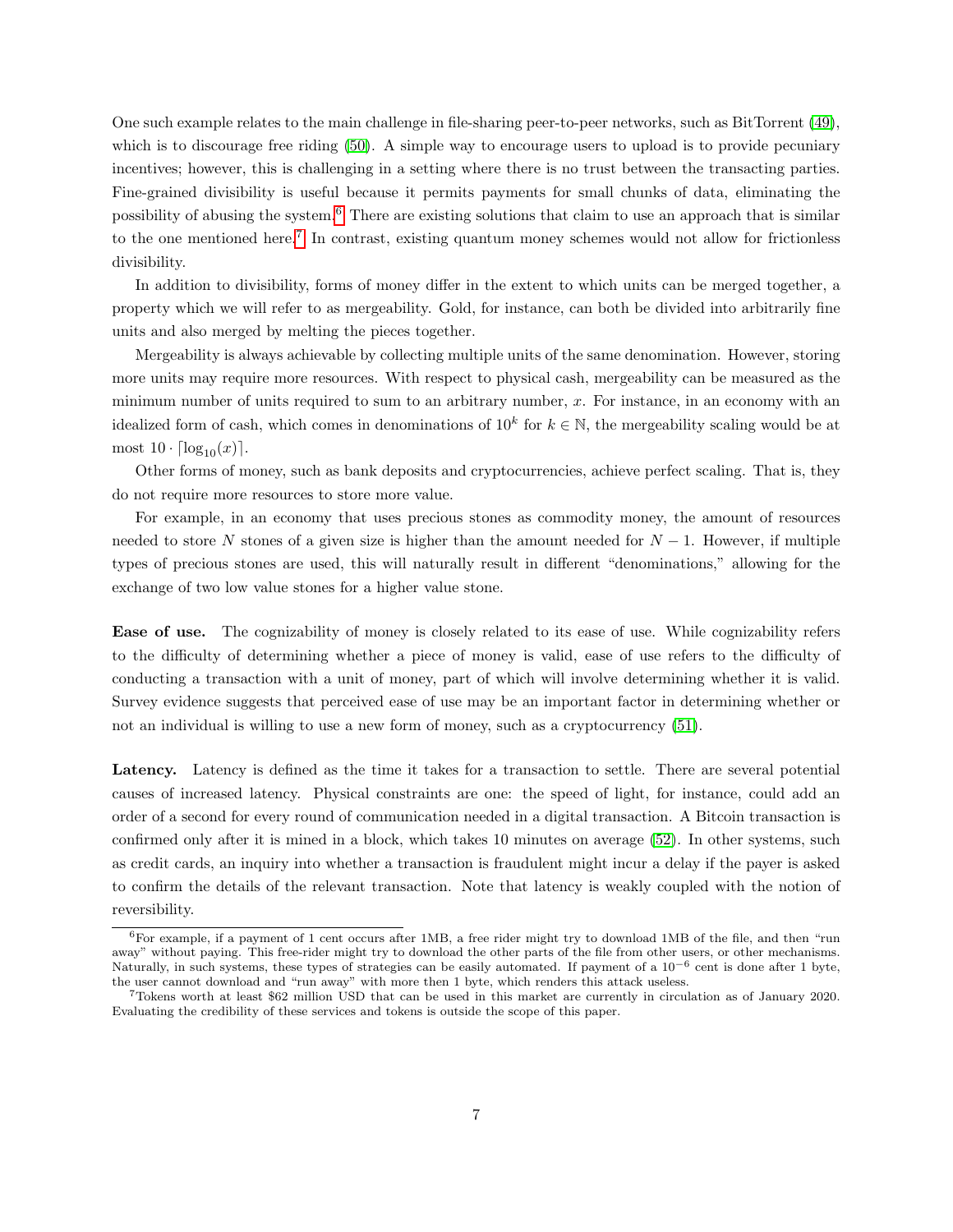One such example relates to the main challenge in file-sharing peer-to-peer networks, such as BitTorrent (49), which is to discourage free riding (50). A simple way to encourage users to upload is to provide pecuniary incentives; however, this is challenging in a setting where there is no trust between the transacting parties. Fine-grained divisibility is useful because it permits payments for small chunks of data, eliminating the possibility of abusing the system.[6] There are existing solutions that claim to use an approach that is similar to the one mentioned here.[7] In contrast, existing quantum money schemes would not allow for frictionless divisibility.

In addition to divisibility, forms of money differ in the extent to which units can be merged together, a property which we will refer to as mergeability. Gold, for instance, can both be divided into arbitrarily fine units and also merged by melting the pieces together.

Mergeability is always achievable by collecting multiple units of the same denomination. However, storing more units may require more resources. With respect to physical cash, mergeability can be measured as the minimum number of units required to sum to an arbitrary number, $x$. For instance, in an economy with an idealized form of cash, which comes in denominations of $10^k$ for $k \in \mathbb{N}$, the mergeability scaling would be at most $10 \cdot \lceil \log_{10}(x) \rceil$.

Other forms of money, such as bank deposits and cryptocurrencies, achieve perfect scaling. That is, they do not require more resources to store more value.

For example, in an economy that uses precious stones as commodity money, the amount of resources needed to store $N$ stones of a given size is higher than the amount needed for $N-1$. However, if multiple types of precious stones are used, this will naturally result in different "denominations," allowing for the exchange of two low value stones for a higher value stone.

**Ease of use.** The cognizability of money is closely related to its ease of use. While cognizability refers to the difficulty of determining whether a piece of money is valid, ease of use refers to the difficulty of conducting a transaction with a unit of money, part of which will involve determining whether it is valid. Survey evidence suggests that perceived ease of use may be an important factor in determining whether or not an individual is willing to use a new form of money, such as a cryptocurrency (51).

**Latency.** Latency is defined as the time it takes for a transaction to settle. There are several potential causes of increased latency. Physical constraints are one: the speed of light, for instance, could add an order of a second for every round of communication needed in a digital transaction. A Bitcoin transaction is confirmed only after it is mined in a block, which takes 10 minutes on average (52). In other systems, such as credit cards, an inquiry into whether a transaction is fraudulent might incur a delay if the payer is asked to confirm the details of the relevant transaction. Note that latency is weakly coupled with the notion of reversibility.

[6] For example, if a payment of 1 cent occurs after 1MB, a free rider might try to download 1MB of the file, and then "run away" without paying. This free-rider might try to download the other parts of the file from other users, or other mechanisms. Naturally, in such systems, these types of strategies can be easily automated. If payment of a $10^{-6}$ cent is done after 1 byte, the user cannot download and "run away" with more then 1 byte, which renders this attack useless.

[7] Tokens worth at least $62 million USD that can be used in this market are currently in circulation as of January 2020. Evaluating the credibility of these services and tokens is outside the scope of this paper.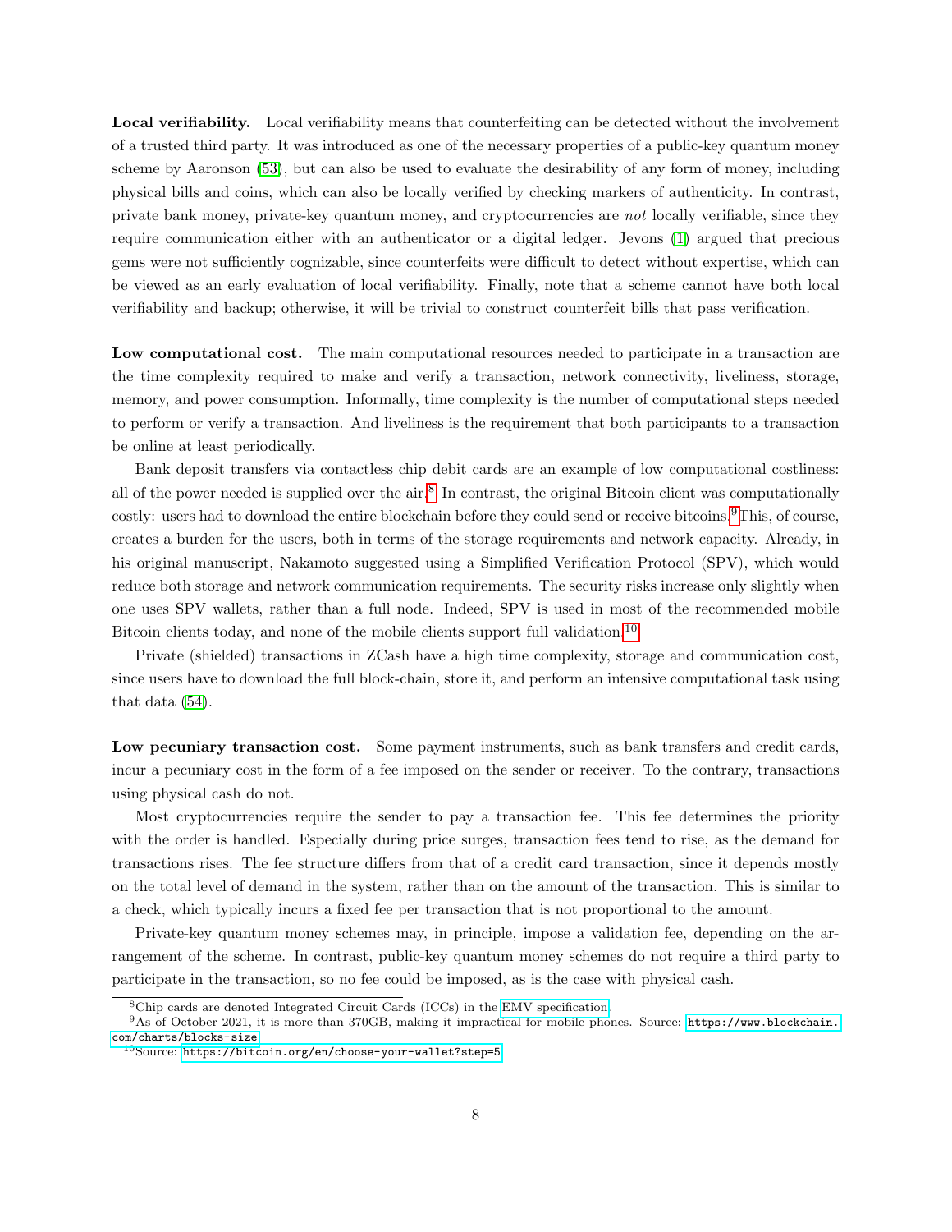**Local verifiability.** Local verifiability means that counterfeiting can be detected without the involvement of a trusted third party. It was introduced as one of the necessary properties of a public-key quantum money scheme by Aaronson (53), but can also be used to evaluate the desirability of any form of money, including physical bills and coins, which can also be locally verified by checking markers of authenticity. In contrast, private bank money, private-key quantum money, and cryptocurrencies are *not* locally verifiable, since they require communication either with an authenticator or a digital ledger. Jevons (1) argued that precious gems were not sufficiently cognizable, since counterfeits were difficult to detect without expertise, which can be viewed as an early evaluation of local verifiability. Finally, note that a scheme cannot have both local verifiability and backup; otherwise, it will be trivial to construct counterfeit bills that pass verification.

**Low computational cost.** The main computational resources needed to participate in a transaction are the time complexity required to make and verify a transaction, network connectivity, liveliness, storage, memory, and power consumption. Informally, time complexity is the number of computational steps needed to perform or verify a transaction. And liveliness is the requirement that both participants to a transaction be online at least periodically.

Bank deposit transfers via contactless chip debit cards are an example of low computational costliness: all of the power needed is supplied over the air.[8] In contrast, the original Bitcoin client was computationally costly: users had to download the entire blockchain before they could send or receive bitcoins.[9] This, of course, creates a burden for the users, both in terms of the storage requirements and network capacity. Already, in his original manuscript, Nakamoto suggested using a Simplified Verification Protocol (SPV), which would reduce both storage and network communication requirements. The security risks increase only slightly when one uses SPV wallets, rather than a full node. Indeed, SPV is used in most of the recommended mobile Bitcoin clients today, and none of the mobile clients support full validation.[10]

Private (shielded) transactions in ZCash have a high time complexity, storage and communication cost, since users have to download the full block-chain, store it, and perform an intensive computational task using that data (54).

**Low pecuniary transaction cost.** Some payment instruments, such as bank transfers and credit cards, incur a pecuniary cost in the form of a fee imposed on the sender or receiver. To the contrary, transactions using physical cash do not.

Most cryptocurrencies require the sender to pay a transaction fee. This fee determines the priority with the order is handled. Especially during price surges, transaction fees tend to rise, as the demand for transactions rises. The fee structure differs from that of a credit card transaction, since it depends mostly on the total level of demand in the system, rather than on the amount of the transaction. This is similar to a check, which typically incurs a fixed fee per transaction that is not proportional to the amount.

Private-key quantum money schemes may, in principle, impose a validation fee, depending on the arrangement of the scheme. In contrast, public-key quantum money schemes do not require a third party to participate in the transaction, so no fee could be imposed, as is the case with physical cash.

[8] Chip cards are denoted Integrated Circuit Cards (ICCs) in the EMV specification.

[9] As of October 2021, it is more than 370GB, making it impractical for mobile phones. Source: `https://www.blockchain.com/charts/blocks-size`

[10] Source: `https://bitcoin.org/en/choose-your-wallet?step=5`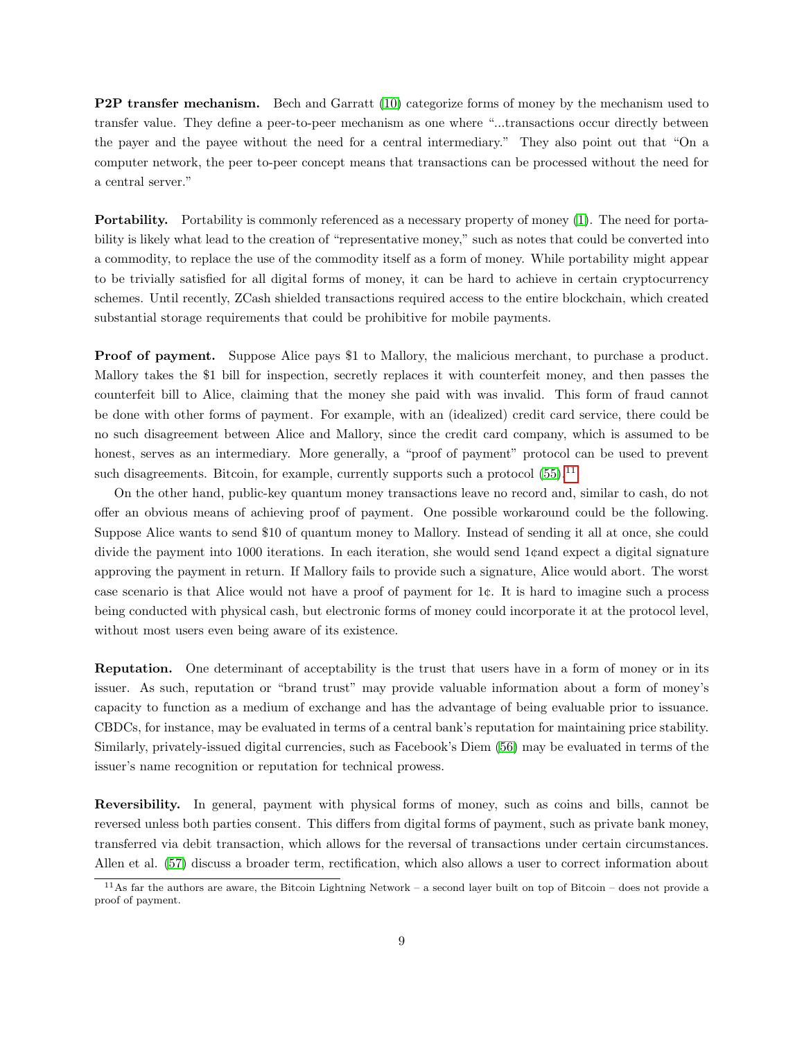**P2P transfer mechanism.** Bech and Garratt (10) categorize forms of money by the mechanism used to transfer value. They define a peer-to-peer mechanism as one where "...transactions occur directly between the payer and the payee without the need for a central intermediary." They also point out that "On a computer network, the peer to-peer concept means that transactions can be processed without the need for a central server."

**Portability.** Portability is commonly referenced as a necessary property of money (1). The need for portability is likely what lead to the creation of "representative money," such as notes that could be converted into a commodity, to replace the use of the commodity itself as a form of money. While portability might appear to be trivially satisfied for all digital forms of money, it can be hard to achieve in certain cryptocurrency schemes. Until recently, ZCash shielded transactions required access to the entire blockchain, which created substantial storage requirements that could be prohibitive for mobile payments.

**Proof of payment.** Suppose Alice pays $1 to Mallory, the malicious merchant, to purchase a product. Mallory takes the $1 bill for inspection, secretly replaces it with counterfeit money, and then passes the counterfeit bill to Alice, claiming that the money she paid with was invalid. This form of fraud cannot be done with other forms of payment. For example, with an (idealized) credit card service, there could be no such disagreement between Alice and Mallory, since the credit card company, which is assumed to be honest, serves as an intermediary. More generally, a "proof of payment" protocol can be used to prevent such disagreements. Bitcoin, for example, currently supports such a protocol (55).[11]

On the other hand, public-key quantum money transactions leave no record and, similar to cash, do not offer an obvious means of achieving proof of payment. One possible workaround could be the following. Suppose Alice wants to send $10 of quantum money to Mallory. Instead of sending it all at once, she could divide the payment into 1000 iterations. In each iteration, she would send 1¢and expect a digital signature approving the payment in return. If Mallory fails to provide such a signature, Alice would abort. The worst case scenario is that Alice would not have a proof of payment for 1¢. It is hard to imagine such a process being conducted with physical cash, but electronic forms of money could incorporate it at the protocol level, without most users even being aware of its existence.

**Reputation.** One determinant of acceptability is the trust that users have in a form of money or in its issuer. As such, reputation or "brand trust" may provide valuable information about a form of money's capacity to function as a medium of exchange and has the advantage of being evaluable prior to issuance. CBDCs, for instance, may be evaluated in terms of a central bank's reputation for maintaining price stability. Similarly, privately-issued digital currencies, such as Facebook's Diem (56) may be evaluated in terms of the issuer's name recognition or reputation for technical prowess.

**Reversibility.** In general, payment with physical forms of money, such as coins and bills, cannot be reversed unless both parties consent. This differs from digital forms of payment, such as private bank money, transferred via debit transaction, which allows for the reversal of transactions under certain circumstances. Allen et al. (57) discuss a broader term, rectification, which also allows a user to correct information about

[11] As far the authors are aware, the Bitcoin Lightning Network – a second layer built on top of Bitcoin – does not provide a proof of payment.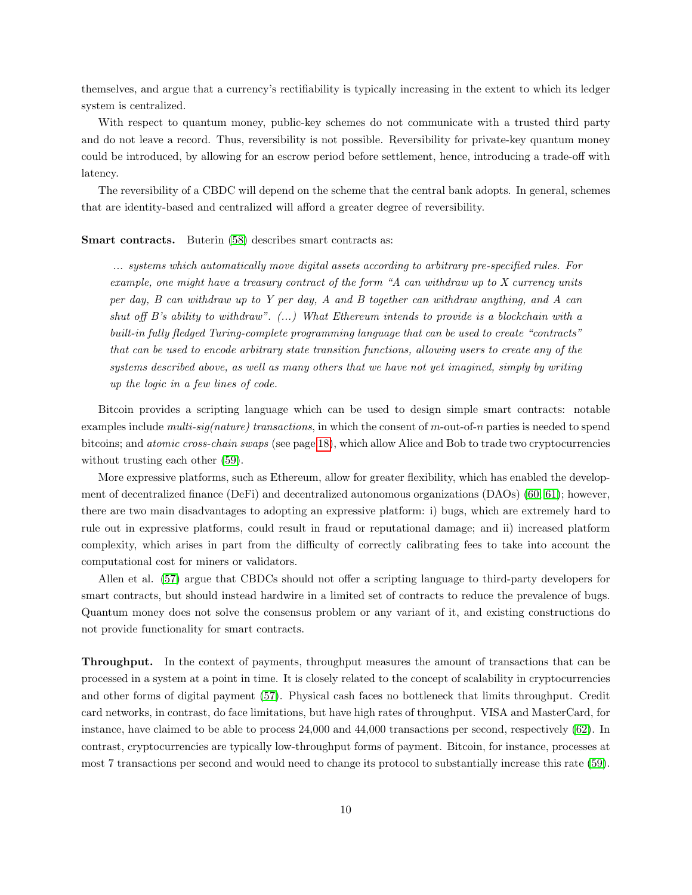themselves, and argue that a currency's rectifiability is typically increasing in the extent to which its ledger system is centralized.

With respect to quantum money, public-key schemes do not communicate with a trusted third party and do not leave a record. Thus, reversibility is not possible. Reversibility for private-key quantum money could be introduced, by allowing for an escrow period before settlement, hence, introducing a trade-off with latency.

The reversibility of a CBDC will depend on the scheme that the central bank adopts. In general, schemes that are identity-based and centralized will afford a greater degree of reversibility.

**Smart contracts.** Buterin (58) describes smart contracts as:

> *... systems which automatically move digital assets according to arbitrary pre-specified rules. For example, one might have a treasury contract of the form "A can withdraw up to X currency units per day, B can withdraw up to Y per day, A and B together can withdraw anything, and A can shut off B's ability to withdraw". (...) What Ethereum intends to provide is a blockchain with a built-in fully fledged Turing-complete programming language that can be used to create "contracts" that can be used to encode arbitrary state transition functions, allowing users to create any of the systems described above, as well as many others that we have not yet imagined, simply by writing up the logic in a few lines of code.*

Bitcoin provides a scripting language which can be used to design simple smart contracts: notable examples include *multi-sig(nature) transactions*, in which the consent of $m$-out-of-$n$ parties is needed to spend bitcoins; and *atomic cross-chain swaps* (see page 18), which allow Alice and Bob to trade two cryptocurrencies without trusting each other (59).

More expressive platforms, such as Ethereum, allow for greater flexibility, which has enabled the development of decentralized finance (DeFi) and decentralized autonomous organizations (DAOs) (60, 61); however, there are two main disadvantages to adopting an expressive platform: i) bugs, which are extremely hard to rule out in expressive platforms, could result in fraud or reputational damage; and ii) increased platform complexity, which arises in part from the difficulty of correctly calibrating fees to take into account the computational cost for miners or validators.

Allen et al. (57) argue that CBDCs should not offer a scripting language to third-party developers for smart contracts, but should instead hardwire in a limited set of contracts to reduce the prevalence of bugs. Quantum money does not solve the consensus problem or any variant of it, and existing constructions do not provide functionality for smart contracts.

**Throughput.** In the context of payments, throughput measures the amount of transactions that can be processed in a system at a point in time. It is closely related to the concept of scalability in cryptocurrencies and other forms of digital payment (57). Physical cash faces no bottleneck that limits throughput. Credit card networks, in contrast, do face limitations, but have high rates of throughput. VISA and MasterCard, for instance, have claimed to be able to process 24,000 and 44,000 transactions per second, respectively (62). In contrast, cryptocurrencies are typically low-throughput forms of payment. Bitcoin, for instance, processes at most 7 transactions per second and would need to change its protocol to substantially increase this rate (59).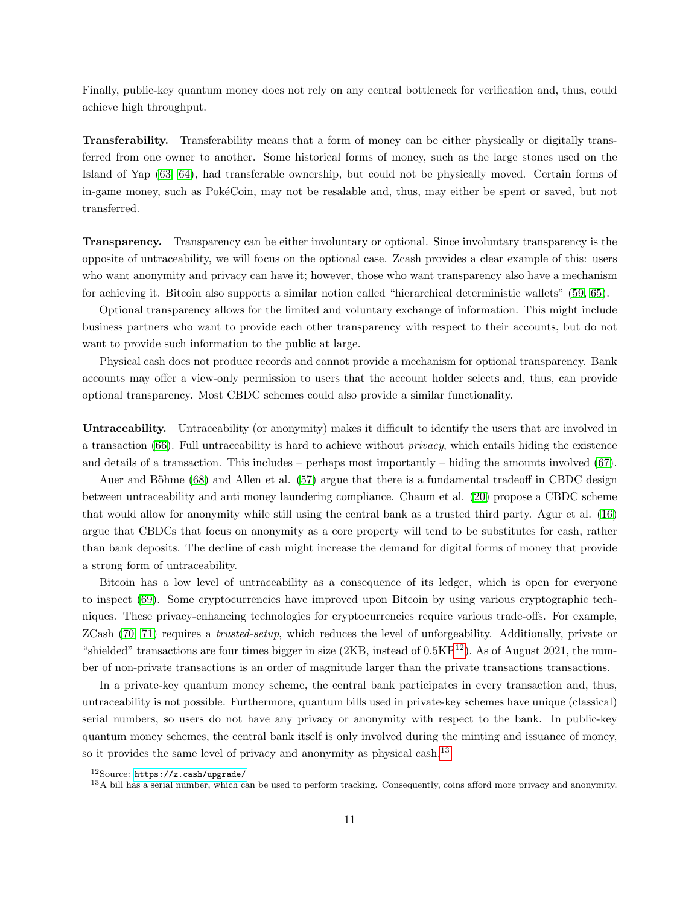Finally, public-key quantum money does not rely on any central bottleneck for verification and, thus, could achieve high throughput.

**Transferability.** Transferability means that a form of money can be either physically or digitally transferred from one owner to another. Some historical forms of money, such as the large stones used on the Island of Yap (63, 64), had transferable ownership, but could not be physically moved. Certain forms of in-game money, such as PokéCoin, may not be resalable and, thus, may either be spent or saved, but not transferred.

**Transparency.** Transparency can be either involuntary or optional. Since involuntary transparency is the opposite of untraceability, we will focus on the optional case. Zcash provides a clear example of this: users who want anonymity and privacy can have it; however, those who want transparency also have a mechanism for achieving it. Bitcoin also supports a similar notion called "hierarchical deterministic wallets" (59, 65).

Optional transparency allows for the limited and voluntary exchange of information. This might include business partners who want to provide each other transparency with respect to their accounts, but do not want to provide such information to the public at large.

Physical cash does not produce records and cannot provide a mechanism for optional transparency. Bank accounts may offer a view-only permission to users that the account holder selects and, thus, can provide optional transparency. Most CBDC schemes could also provide a similar functionality.

**Untraceability.** Untraceability (or anonymity) makes it difficult to identify the users that are involved in a transaction (66). Full untraceability is hard to achieve without *privacy*, which entails hiding the existence and details of a transaction. This includes – perhaps most importantly – hiding the amounts involved (67).

Auer and Böhme (68) and Allen et al. (57) argue that there is a fundamental tradeoff in CBDC design between untraceability and anti money laundering compliance. Chaum et al. (20) propose a CBDC scheme that would allow for anonymity while still using the central bank as a trusted third party. Agur et al. (16) argue that CBDCs that focus on anonymity as a core property will tend to be substitutes for cash, rather than bank deposits. The decline of cash might increase the demand for digital forms of money that provide a strong form of untraceability.

Bitcoin has a low level of untraceability as a consequence of its ledger, which is open for everyone to inspect (69). Some cryptocurrencies have improved upon Bitcoin by using various cryptographic techniques. These privacy-enhancing technologies for cryptocurrencies require various trade-offs. For example, ZCash (70, 71) requires a *trusted-setup*, which reduces the level of unforgeability. Additionally, private or "shielded" transactions are four times bigger in size (2KB, instead of 0.5KB[12]). As of August 2021, the number of non-private transactions is an order of magnitude larger than the private transactions transactions.

In a private-key quantum money scheme, the central bank participates in every transaction and, thus, untraceability is not possible. Furthermore, quantum bills used in private-key schemes have unique (classical) serial numbers, so users do not have any privacy or anonymity with respect to the bank. In public-key quantum money schemes, the central bank itself is only involved during the minting and issuance of money, so it provides the same level of privacy and anonymity as physical cash.[13]

[12] Source: https://z.cash/upgrade/

[13] A bill has a serial number, which can be used to perform tracking. Consequently, coins afford more privacy and anonymity.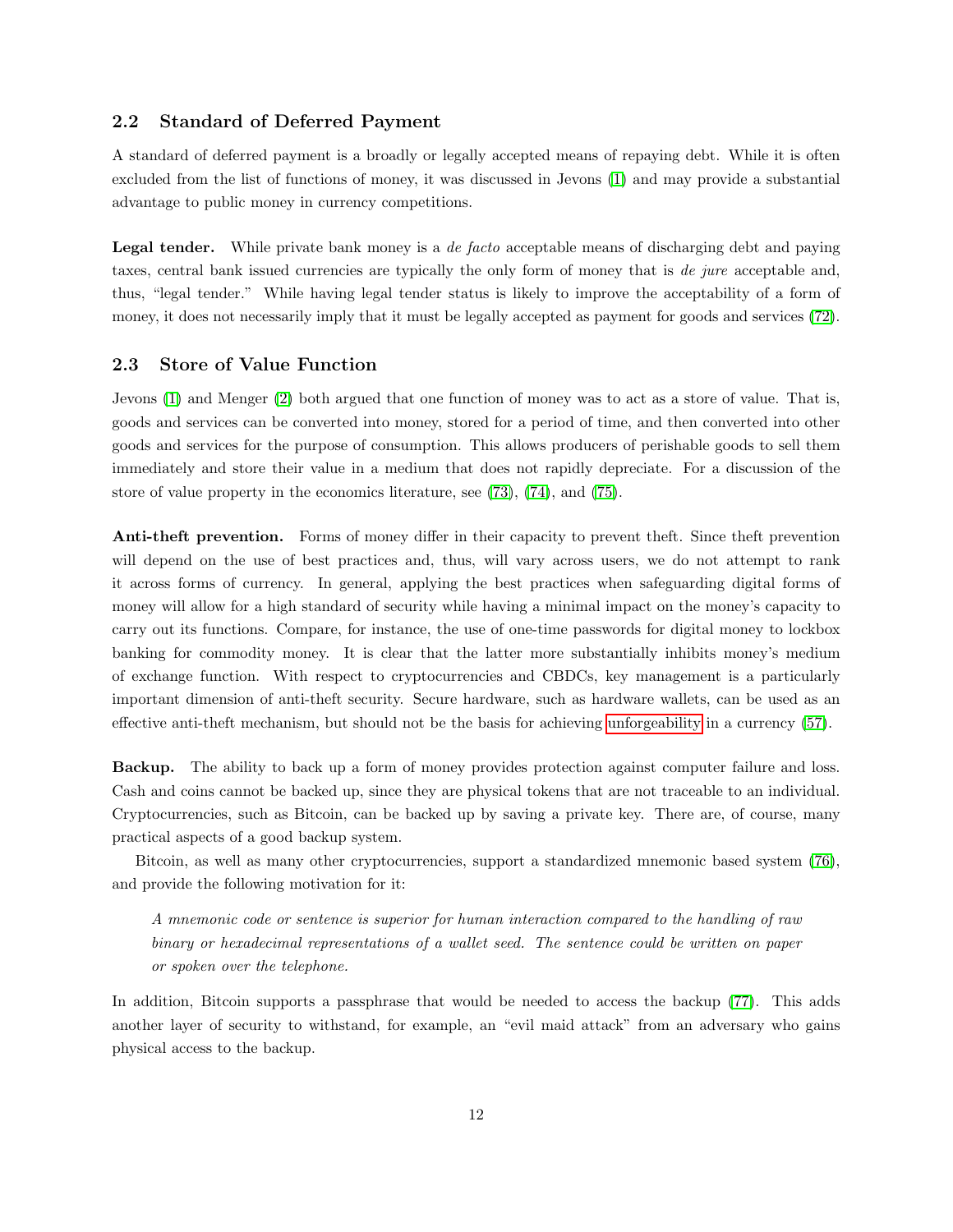### 2.2 Standard of Deferred Payment

A standard of deferred payment is a broadly or legally accepted means of repaying debt. While it is often excluded from the list of functions of money, it was discussed in Jevons (1) and may provide a substantial advantage to public money in currency competitions.

**Legal tender.** While private bank money is a *de facto* acceptable means of discharging debt and paying taxes, central bank issued currencies are typically the only form of money that is *de jure* acceptable and, thus, "legal tender." While having legal tender status is likely to improve the acceptability of a form of money, it does not necessarily imply that it must be legally accepted as payment for goods and services (72).

### 2.3 Store of Value Function

Jevons (1) and Menger (2) both argued that one function of money was to act as a store of value. That is, goods and services can be converted into money, stored for a period of time, and then converted into other goods and services for the purpose of consumption. This allows producers of perishable goods to sell them immediately and store their value in a medium that does not rapidly depreciate. For a discussion of the store of value property in the economics literature, see (73), (74), and (75).

**Anti-theft prevention.** Forms of money differ in their capacity to prevent theft. Since theft prevention will depend on the use of best practices and, thus, will vary across users, we do not attempt to rank it across forms of currency. In general, applying the best practices when safeguarding digital forms of money will allow for a high standard of security while having a minimal impact on the money's capacity to carry out its functions. Compare, for instance, the use of one-time passwords for digital money to lockbox banking for commodity money. It is clear that the latter more substantially inhibits money's medium of exchange function. With respect to cryptocurrencies and CBDCs, key management is a particularly important dimension of anti-theft security. Secure hardware, such as hardware wallets, can be used as an effective anti-theft mechanism, but should not be the basis for achieving unforgeability in a currency (57).

**Backup.** The ability to back up a form of money provides protection against computer failure and loss. Cash and coins cannot be backed up, since they are physical tokens that are not traceable to an individual. Cryptocurrencies, such as Bitcoin, can be backed up by saving a private key. There are, of course, many practical aspects of a good backup system.

Bitcoin, as well as many other cryptocurrencies, support a standardized mnemonic based system (76), and provide the following motivation for it:

> *A mnemonic code or sentence is superior for human interaction compared to the handling of raw binary or hexadecimal representations of a wallet seed. The sentence could be written on paper or spoken over the telephone.*

In addition, Bitcoin supports a passphrase that would be needed to access the backup (77). This adds another layer of security to withstand, for example, an "evil maid attack" from an adversary who gains physical access to the backup.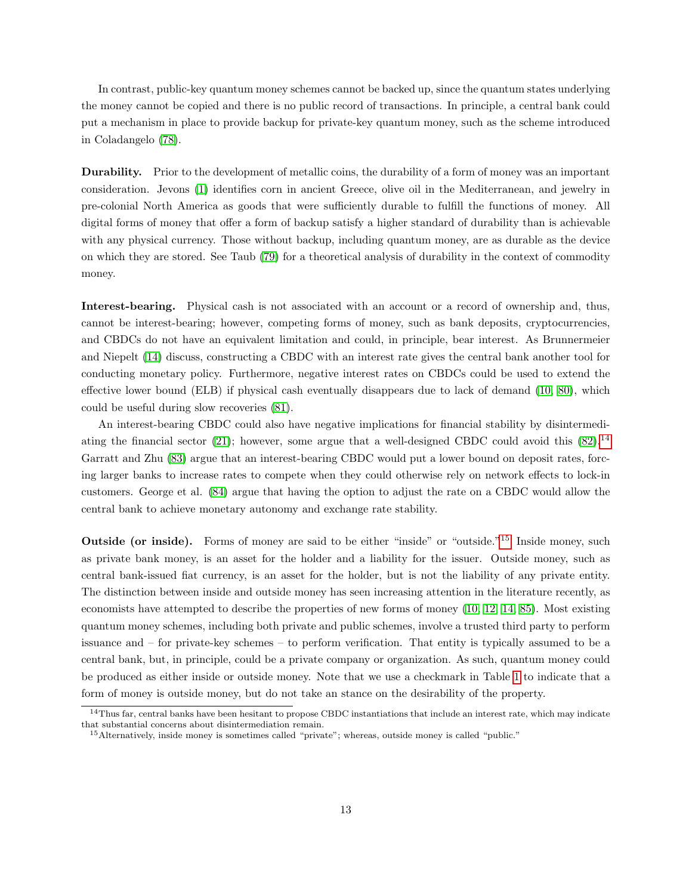In contrast, public-key quantum money schemes cannot be backed up, since the quantum states underlying the money cannot be copied and there is no public record of transactions. In principle, a central bank could put a mechanism in place to provide backup for private-key quantum money, such as the scheme introduced in Coladangelo (78).

**Durability.** Prior to the development of metallic coins, the durability of a form of money was an important consideration. Jevons (1) identifies corn in ancient Greece, olive oil in the Mediterranean, and jewelry in pre-colonial North America as goods that were sufficiently durable to fulfill the functions of money. All digital forms of money that offer a form of backup satisfy a higher standard of durability than is achievable with any physical currency. Those without backup, including quantum money, are as durable as the device on which they are stored. See Taub (79) for a theoretical analysis of durability in the context of commodity money.

**Interest-bearing.** Physical cash is not associated with an account or a record of ownership and, thus, cannot be interest-bearing; however, competing forms of money, such as bank deposits, cryptocurrencies, and CBDCs do not have an equivalent limitation and could, in principle, bear interest. As Brunnermeier and Niepelt (14) discuss, constructing a CBDC with an interest rate gives the central bank another tool for conducting monetary policy. Furthermore, negative interest rates on CBDCs could be used to extend the effective lower bound (ELB) if physical cash eventually disappears due to lack of demand (10, 80), which could be useful during slow recoveries (81).

An interest-bearing CBDC could also have negative implications for financial stability by disintermediating the financial sector (21); however, some argue that a well-designed CBDC could avoid this (82).[14] Garratt and Zhu (83) argue that an interest-bearing CBDC would put a lower bound on deposit rates, forcing larger banks to increase rates to compete when they could otherwise rely on network effects to lock-in customers. George et al. (84) argue that having the option to adjust the rate on a CBDC would allow the central bank to achieve monetary autonomy and exchange rate stability.

**Outside (or inside).** Forms of money are said to be either "inside" or "outside."[15] Inside money, such as private bank money, is an asset for the holder and a liability for the issuer. Outside money, such as central bank-issued fiat currency, is an asset for the holder, but is not the liability of any private entity. The distinction between inside and outside money has seen increasing attention in the literature recently, as economists have attempted to describe the properties of new forms of money (10, 12, 14, 85). Most existing quantum money schemes, including both private and public schemes, involve a trusted third party to perform issuance and – for private-key schemes – to perform verification. That entity is typically assumed to be a central bank, but, in principle, could be a private company or organization. As such, quantum money could be produced as either inside or outside money. Note that we use a checkmark in Table 1 to indicate that a form of money is outside money, but do not take an stance on the desirability of the property.

[14] Thus far, central banks have been hesitant to propose CBDC instantiations that include an interest rate, which may indicate that substantial concerns about disintermediation remain.

[15] Alternatively, inside money is sometimes called "private"; whereas, outside money is called "public."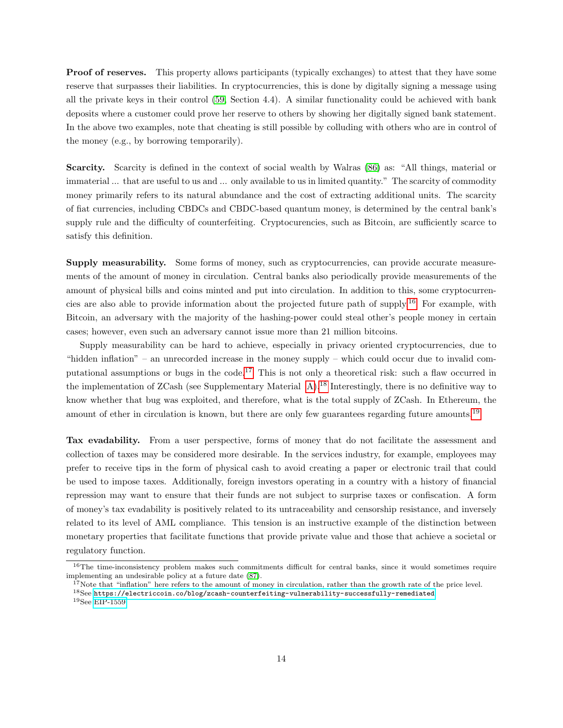**Proof of reserves.** This property allows participants (typically exchanges) to attest that they have some reserve that surpasses their liabilities. In cryptocurrencies, this is done by digitally signing a message using all the private keys in their control (59, Section 4.4). A similar functionality could be achieved with bank deposits where a customer could prove her reserve to others by showing her digitally signed bank statement. In the above two examples, note that cheating is still possible by colluding with others who are in control of the money (e.g., by borrowing temporarily).

**Scarcity.** Scarcity is defined in the context of social wealth by Walras (86) as: "All things, material or immaterial ... that are useful to us and ... only available to us in limited quantity." The scarcity of commodity money primarily refers to its natural abundance and the cost of extracting additional units. The scarcity of fiat currencies, including CBDCs and CBDC-based quantum money, is determined by the central bank's supply rule and the difficulty of counterfeiting. Cryptocurencies, such as Bitcoin, are sufficiently scarce to satisfy this definition.

**Supply measurability.** Some forms of money, such as cryptocurrencies, can provide accurate measurements of the amount of money in circulation. Central banks also periodically provide measurements of the amount of physical bills and coins minted and put into circulation. In addition to this, some cryptocurrencies are also able to provide information about the projected future path of supply.[16] For example, with Bitcoin, an adversary with the majority of the hashing-power could steal other's people money in certain cases; however, even such an adversary cannot issue more than 21 million bitcoins.

Supply measurability can be hard to achieve, especially in privacy oriented cryptocurrencies, due to "hidden inflation" – an unrecorded increase in the money supply – which could occur due to invalid computational assumptions or bugs in the code.[17] This is not only a theoretical risk: such a flaw occurred in the implementation of ZCash (see Supplementary Material A).[18] Interestingly, there is no definitive way to know whether that bug was exploited, and therefore, what is the total supply of ZCash. In Ethereum, the amount of ether in circulation is known, but there are only few guarantees regarding future amounts.[19]

**Tax evadability.** From a user perspective, forms of money that do not facilitate the assessment and collection of taxes may be considered more desirable. In the services industry, for example, employees may prefer to receive tips in the form of physical cash to avoid creating a paper or electronic trail that could be used to impose taxes. Additionally, foreign investors operating in a country with a history of financial repression may want to ensure that their funds are not subject to surprise taxes or confiscation. A form of money's tax evadability is positively related to its untraceability and censorship resistance, and inversely related to its level of AML compliance. This tension is an instructive example of the distinction between monetary properties that facilitate functions that provide private value and those that achieve a societal or regulatory function.

---

[16] The time-inconsistency problem makes such commitments difficult for central banks, since it would sometimes require implementing an undesirable policy at a future date (87).

[17] Note that "inflation" here refers to the amount of money in circulation, rather than the growth rate of the price level.

[18] See https://electriccoin.co/blog/zcash-counterfeiting-vulnerability-successfully-remediated

[19] See EIP-1559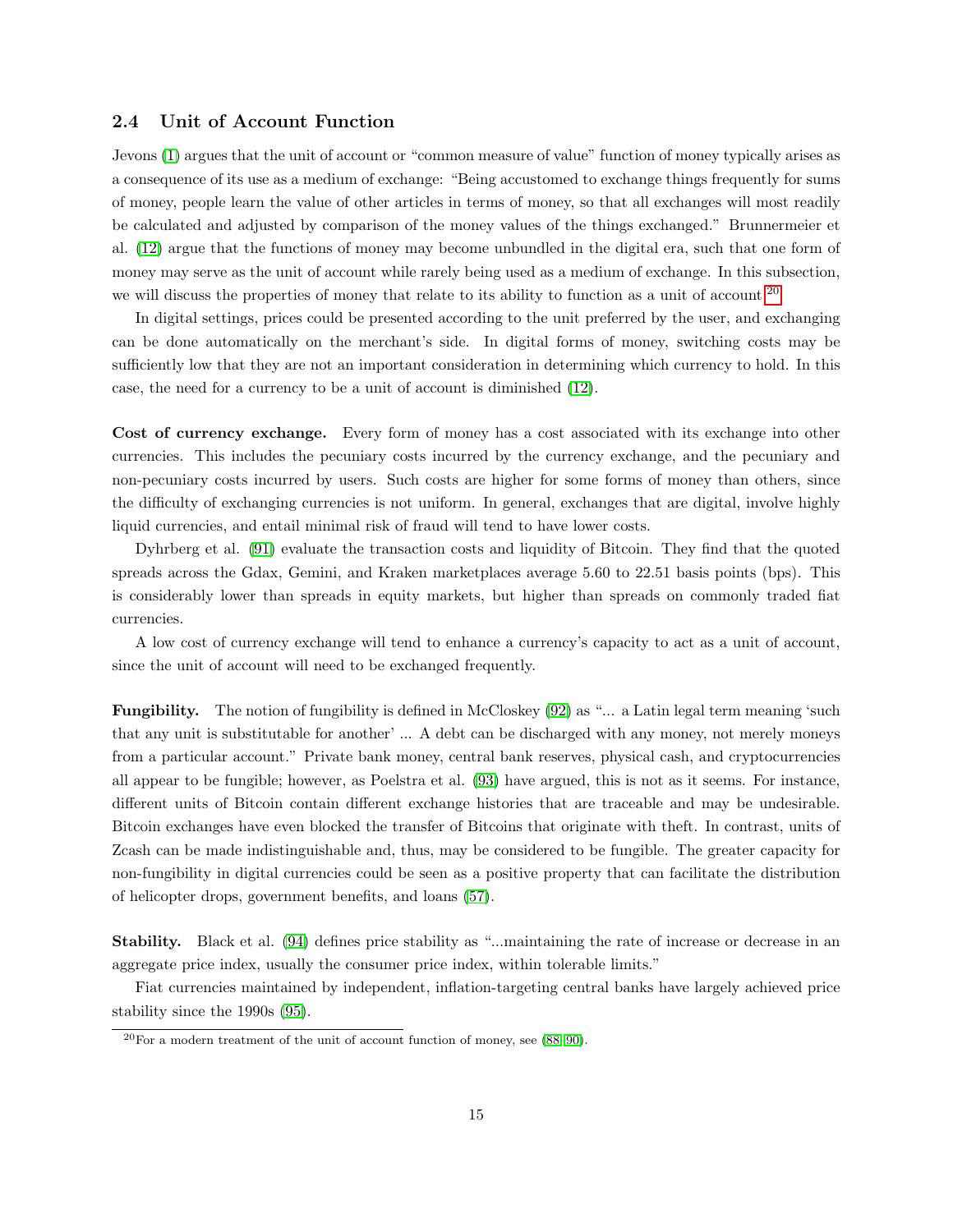### 2.4 Unit of Account Function

Jevons (1) argues that the unit of account or "common measure of value" function of money typically arises as a consequence of its use as a medium of exchange: "Being accustomed to exchange things frequently for sums of money, people learn the value of other articles in terms of money, so that all exchanges will most readily be calculated and adjusted by comparison of the money values of the things exchanged." Brunnermeier et al. (12) argue that the functions of money may become unbundled in the digital era, such that one form of money may serve as the unit of account while rarely being used as a medium of exchange. In this subsection, we will discuss the properties of money that relate to its ability to function as a unit of account.[20]

In digital settings, prices could be presented according to the unit preferred by the user, and exchanging can be done automatically on the merchant's side. In digital forms of money, switching costs may be sufficiently low that they are not an important consideration in determining which currency to hold. In this case, the need for a currency to be a unit of account is diminished (12).

**Cost of currency exchange.** Every form of money has a cost associated with its exchange into other currencies. This includes the pecuniary costs incurred by the currency exchange, and the pecuniary and non-pecuniary costs incurred by users. Such costs are higher for some forms of money than others, since the difficulty of exchanging currencies is not uniform. In general, exchanges that are digital, involve highly liquid currencies, and entail minimal risk of fraud will tend to have lower costs.

Dyhrberg et al. (91) evaluate the transaction costs and liquidity of Bitcoin. They find that the quoted spreads across the Gdax, Gemini, and Kraken marketplaces average 5.60 to 22.51 basis points (bps). This is considerably lower than spreads in equity markets, but higher than spreads on commonly traded fiat currencies.

A low cost of currency exchange will tend to enhance a currency's capacity to act as a unit of account, since the unit of account will need to be exchanged frequently.

**Fungibility.** The notion of fungibility is defined in McCloskey (92) as "... a Latin legal term meaning 'such that any unit is substitutable for another' ... A debt can be discharged with any money, not merely moneys from a particular account." Private bank money, central bank reserves, physical cash, and cryptocurrencies all appear to be fungible; however, as Poelstra et al. (93) have argued, this is not as it seems. For instance, different units of Bitcoin contain different exchange histories that are traceable and may be undesirable. Bitcoin exchanges have even blocked the transfer of Bitcoins that originate with theft. In contrast, units of Zcash can be made indistinguishable and, thus, may be considered to be fungible. The greater capacity for non-fungibility in digital currencies could be seen as a positive property that can facilitate the distribution of helicopter drops, government benefits, and loans (57).

**Stability.** Black et al. (94) defines price stability as "...maintaining the rate of increase or decrease in an aggregate price index, usually the consumer price index, within tolerable limits."

Fiat currencies maintained by independent, inflation-targeting central banks have largely achieved price stability since the 1990s (95).

[20] For a modern treatment of the unit of account function of money, see (88–90).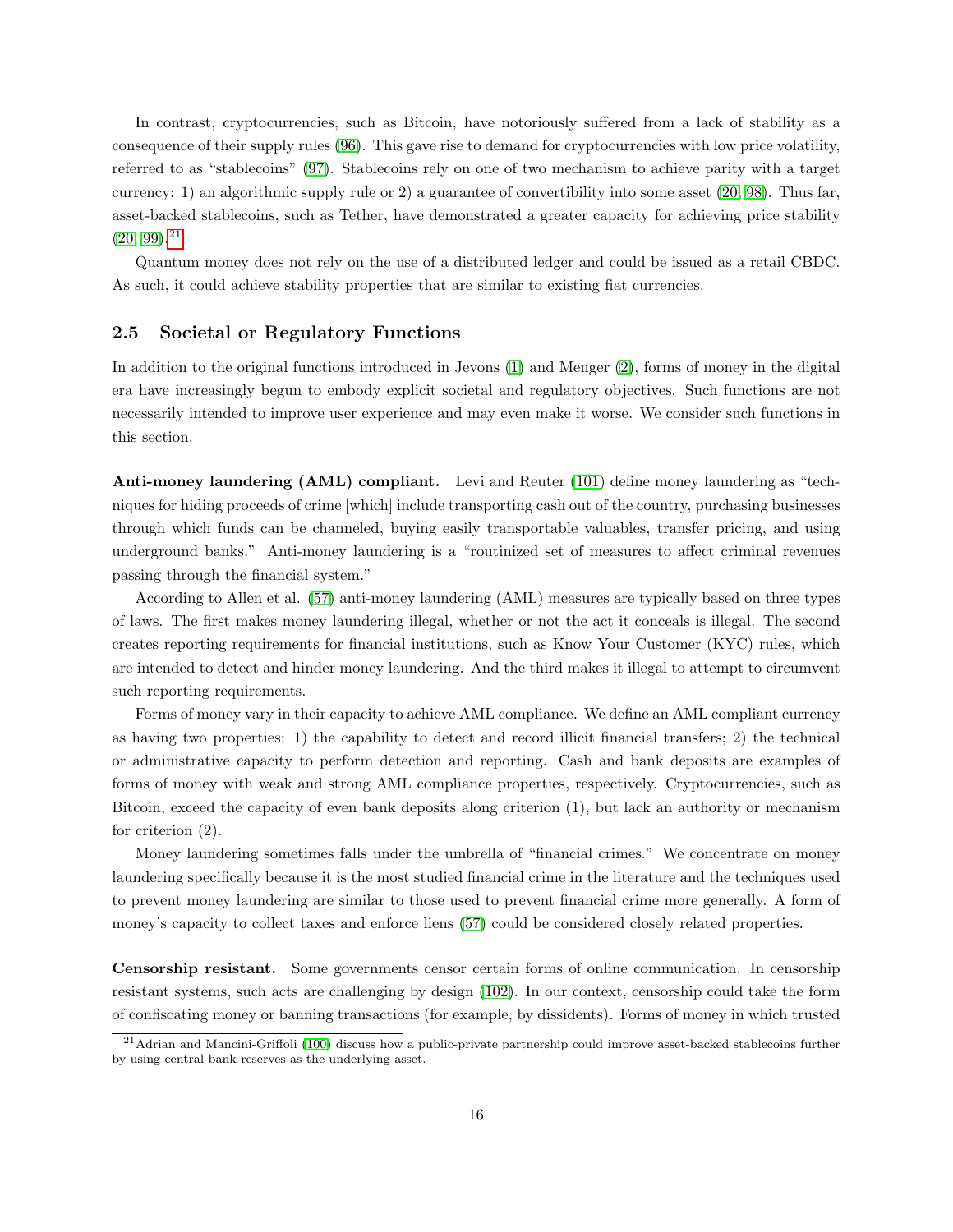In contrast, cryptocurrencies, such as Bitcoin, have notoriously suffered from a lack of stability as a consequence of their supply rules (96). This gave rise to demand for cryptocurrencies with low price volatility, referred to as "stablecoins" (97). Stablecoins rely on one of two mechanism to achieve parity with a target currency: 1) an algorithmic supply rule or 2) a guarantee of convertibility into some asset (20, 98). Thus far, asset-backed stablecoins, such as Tether, have demonstrated a greater capacity for achieving price stability (20, 99).[21]

Quantum money does not rely on the use of a distributed ledger and could be issued as a retail CBDC. As such, it could achieve stability properties that are similar to existing fiat currencies.

### 2.5 Societal or Regulatory Functions

In addition to the original functions introduced in Jevons (1) and Menger (2), forms of money in the digital era have increasingly begun to embody explicit societal and regulatory objectives. Such functions are not necessarily intended to improve user experience and may even make it worse. We consider such functions in this section.

**Anti-money laundering (AML) compliant.** Levi and Reuter (101) define money laundering as "techniques for hiding proceeds of crime [which] include transporting cash out of the country, purchasing businesses through which funds can be channeled, buying easily transportable valuables, transfer pricing, and using underground banks." Anti-money laundering is a "routinized set of measures to affect criminal revenues passing through the financial system."

According to Allen et al. (57) anti-money laundering (AML) measures are typically based on three types of laws. The first makes money laundering illegal, whether or not the act it conceals is illegal. The second creates reporting requirements for financial institutions, such as Know Your Customer (KYC) rules, which are intended to detect and hinder money laundering. And the third makes it illegal to attempt to circumvent such reporting requirements.

Forms of money vary in their capacity to achieve AML compliance. We define an AML compliant currency as having two properties: 1) the capability to detect and record illicit financial transfers; 2) the technical or administrative capacity to perform detection and reporting. Cash and bank deposits are examples of forms of money with weak and strong AML compliance properties, respectively. Cryptocurrencies, such as Bitcoin, exceed the capacity of even bank deposits along criterion (1), but lack an authority or mechanism for criterion (2).

Money laundering sometimes falls under the umbrella of "financial crimes." We concentrate on money laundering specifically because it is the most studied financial crime in the literature and the techniques used to prevent money laundering are similar to those used to prevent financial crime more generally. A form of money's capacity to collect taxes and enforce liens (57) could be considered closely related properties.

**Censorship resistant.** Some governments censor certain forms of online communication. In censorship resistant systems, such acts are challenging by design (102). In our context, censorship could take the form of confiscating money or banning transactions (for example, by dissidents). Forms of money in which trusted

[21] Adrian and Mancini-Griffoli (100) discuss how a public-private partnership could improve asset-backed stablecoins further by using central bank reserves as the underlying asset.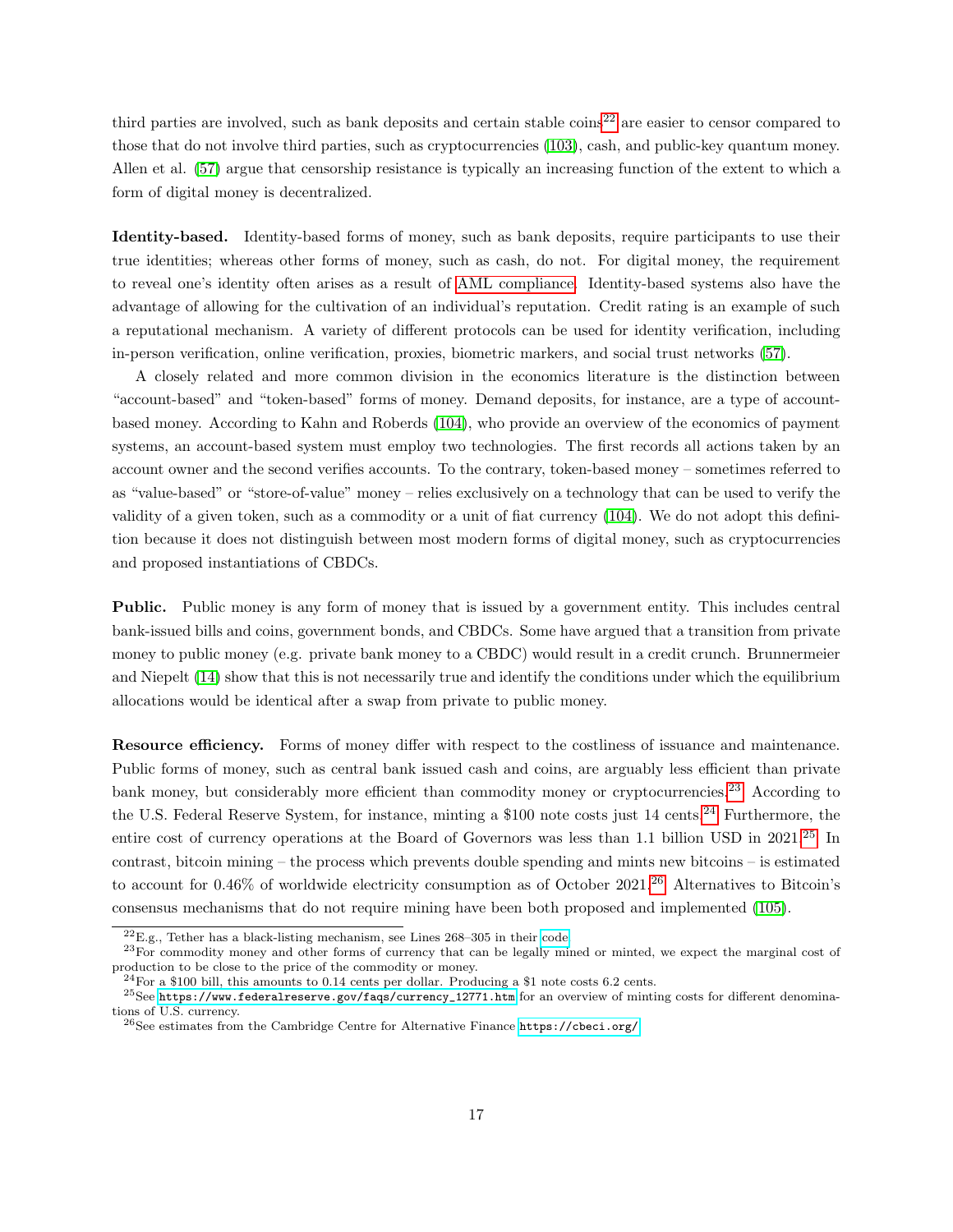third parties are involved, such as bank deposits and certain stable coins[22] are easier to censor compared to those that do not involve third parties, such as cryptocurrencies (103), cash, and public-key quantum money. Allen et al. (57) argue that censorship resistance is typically an increasing function of the extent to which a form of digital money is decentralized.

**Identity-based.** Identity-based forms of money, such as bank deposits, require participants to use their true identities; whereas other forms of money, such as cash, do not. For digital money, the requirement to reveal one's identity often arises as a result of AML compliance. Identity-based systems also have the advantage of allowing for the cultivation of an individual's reputation. Credit rating is an example of such a reputational mechanism. A variety of different protocols can be used for identity verification, including in-person verification, online verification, proxies, biometric markers, and social trust networks (57).

A closely related and more common division in the economics literature is the distinction between "account-based" and "token-based" forms of money. Demand deposits, for instance, are a type of account-based money. According to Kahn and Roberds (104), who provide an overview of the economics of payment systems, an account-based system must employ two technologies. The first records all actions taken by an account owner and the second verifies accounts. To the contrary, token-based money – sometimes referred to as "value-based" or "store-of-value" money – relies exclusively on a technology that can be used to verify the validity of a given token, such as a commodity or a unit of fiat currency (104). We do not adopt this definition because it does not distinguish between most modern forms of digital money, such as cryptocurrencies and proposed instantiations of CBDCs.

**Public.** Public money is any form of money that is issued by a government entity. This includes central bank-issued bills and coins, government bonds, and CBDCs. Some have argued that a transition from private money to public money (e.g. private bank money to a CBDC) would result in a credit crunch. Brunnermeier and Niepelt (14) show that this is not necessarily true and identify the conditions under which the equilibrium allocations would be identical after a swap from private to public money.

**Resource efficiency.** Forms of money differ with respect to the costliness of issuance and maintenance. Public forms of money, such as central bank issued cash and coins, are arguably less efficient than private bank money, but considerably more efficient than commodity money or cryptocurrencies.[23] According to the U.S. Federal Reserve System, for instance, minting a \$100 note costs just 14 cents.[24] Furthermore, the entire cost of currency operations at the Board of Governors was less than 1.1 billion USD in 2021.[25] In contrast, bitcoin mining – the process which prevents double spending and mints new bitcoins – is estimated to account for 0.46% of worldwide electricity consumption as of October 2021.[26] Alternatives to Bitcoin's consensus mechanisms that do not require mining have been both proposed and implemented (105).

---

[22] E.g., Tether has a black-listing mechanism, see Lines 268–305 in their code.

[23] For commodity money and other forms of currency that can be legally mined or minted, we expect the marginal cost of production to be close to the price of the commodity or money.

[24] For a \$100 bill, this amounts to 0.14 cents per dollar. Producing a \$1 note costs 6.2 cents.

[25] See `https://www.federalreserve.gov/faqs/currency_12771.htm` for an overview of minting costs for different denominations of U.S. currency.

[26] See estimates from the Cambridge Centre for Alternative Finance `https://cbeci.org/`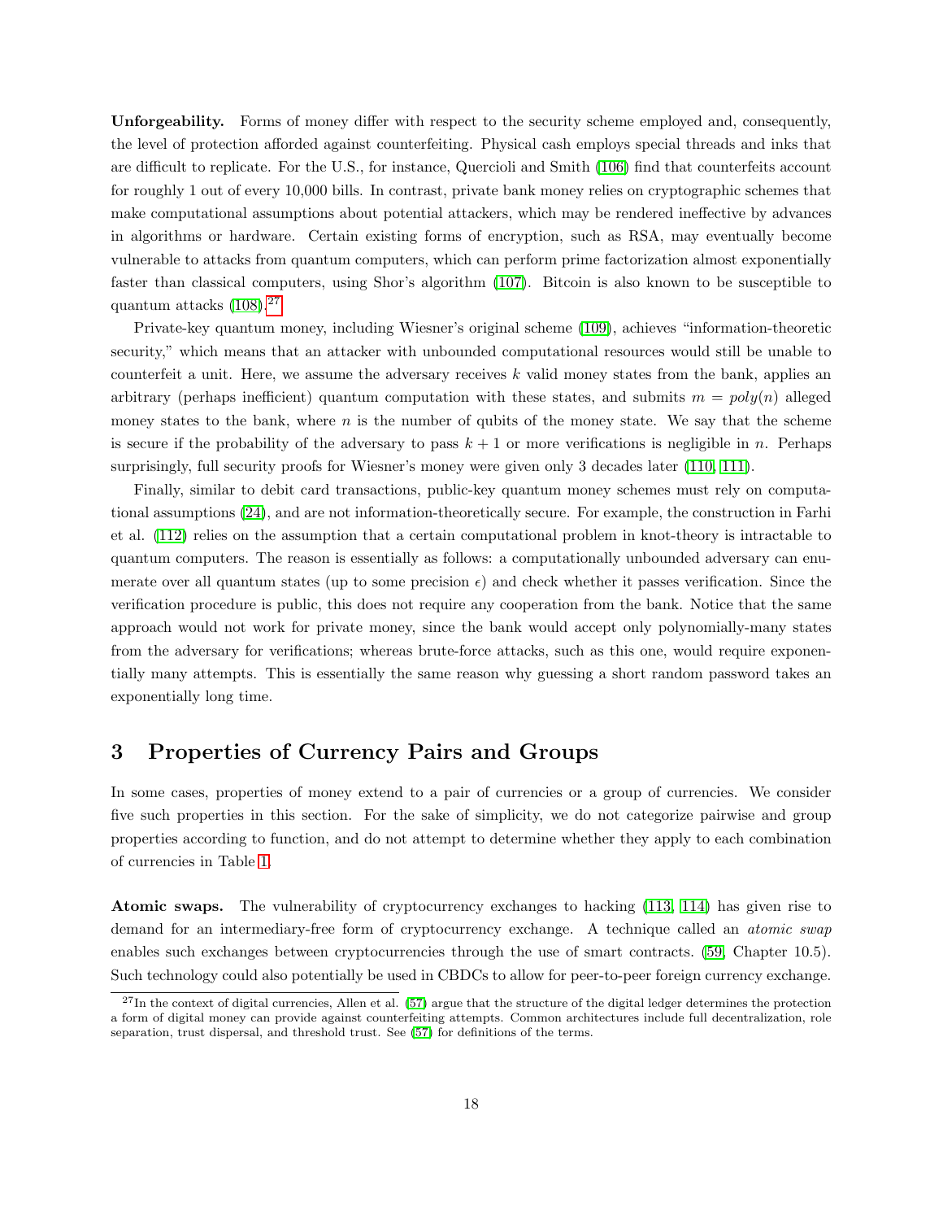**Unforgeability.** Forms of money differ with respect to the security scheme employed and, consequently, the level of protection afforded against counterfeiting. Physical cash employs special threads and inks that are difficult to replicate. For the U.S., for instance, Quercioli and Smith (106) find that counterfeits account for roughly 1 out of every 10,000 bills. In contrast, private bank money relies on cryptographic schemes that make computational assumptions about potential attackers, which may be rendered ineffective by advances in algorithms or hardware. Certain existing forms of encryption, such as RSA, may eventually become vulnerable to attacks from quantum computers, which can perform prime factorization almost exponentially faster than classical computers, using Shor's algorithm (107). Bitcoin is also known to be susceptible to quantum attacks (108).[27]

Private-key quantum money, including Wiesner's original scheme (109), achieves "information-theoretic security," which means that an attacker with unbounded computational resources would still be unable to counterfeit a unit. Here, we assume the adversary receives $k$ valid money states from the bank, applies an arbitrary (perhaps inefficient) quantum computation with these states, and submits $m = poly(n)$ alleged money states to the bank, where $n$ is the number of qubits of the money state. We say that the scheme is secure if the probability of the adversary to pass $k+1$ or more verifications is negligible in $n$. Perhaps surprisingly, full security proofs for Wiesner's money were given only 3 decades later (110, 111).

Finally, similar to debit card transactions, public-key quantum money schemes must rely on computational assumptions (24), and are not information-theoretically secure. For example, the construction in Farhi et al. (112) relies on the assumption that a certain computational problem in knot-theory is intractable to quantum computers. The reason is essentially as follows: a computationally unbounded adversary can enumerate over all quantum states (up to some precision $\epsilon$) and check whether it passes verification. Since the verification procedure is public, this does not require any cooperation from the bank. Notice that the same approach would not work for private money, since the bank would accept only polynomially-many states from the adversary for verifications; whereas brute-force attacks, such as this one, would require exponentially many attempts. This is essentially the same reason why guessing a short random password takes an exponentially long time.

# 3 Properties of Currency Pairs and Groups

In some cases, properties of money extend to a pair of currencies or a group of currencies. We consider five such properties in this section. For the sake of simplicity, we do not categorize pairwise and group properties according to function, and do not attempt to determine whether they apply to each combination of currencies in Table 1.

**Atomic swaps.** The vulnerability of cryptocurrency exchanges to hacking (113, 114) has given rise to demand for an intermediary-free form of cryptocurrency exchange. A technique called an *atomic swap* enables such exchanges between cryptocurrencies through the use of smart contracts. (59, Chapter 10.5). Such technology could also potentially be used in CBDCs to allow for peer-to-peer foreign currency exchange.

[27] In the context of digital currencies, Allen et al. (57) argue that the structure of the digital ledger determines the protection a form of digital money can provide against counterfeiting attempts. Common architectures include full decentralization, role separation, trust dispersal, and threshold trust. See (57) for definitions of the terms.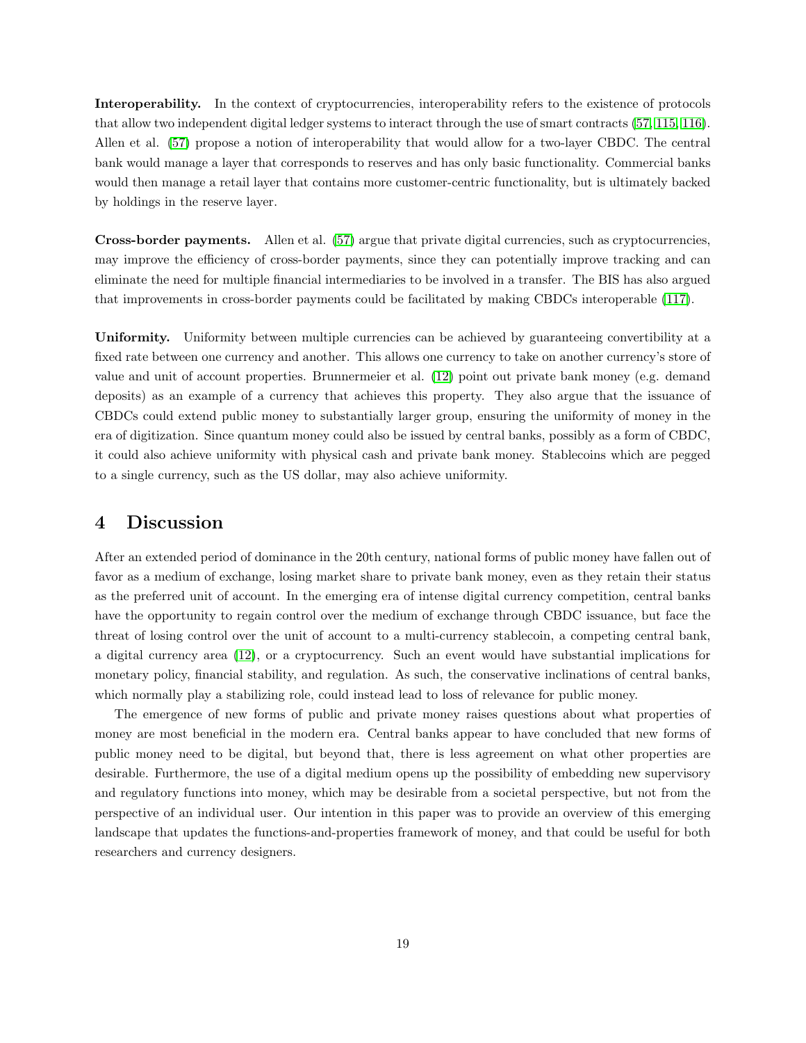**Interoperability.** In the context of cryptocurrencies, interoperability refers to the existence of protocols that allow two independent digital ledger systems to interact through the use of smart contracts (57; 115; 116). Allen et al. (57) propose a notion of interoperability that would allow for a two-layer CBDC. The central bank would manage a layer that corresponds to reserves and has only basic functionality. Commercial banks would then manage a retail layer that contains more customer-centric functionality, but is ultimately backed by holdings in the reserve layer.

**Cross-border payments.** Allen et al. (57) argue that private digital currencies, such as cryptocurrencies, may improve the efficiency of cross-border payments, since they can potentially improve tracking and can eliminate the need for multiple financial intermediaries to be involved in a transfer. The BIS has also argued that improvements in cross-border payments could be facilitated by making CBDCs interoperable (117).

**Uniformity.** Uniformity between multiple currencies can be achieved by guaranteeing convertibility at a fixed rate between one currency and another. This allows one currency to take on another currency's store of value and unit of account properties. Brunnermeier et al. (12) point out private bank money (e.g. demand deposits) as an example of a currency that achieves this property. They also argue that the issuance of CBDCs could extend public money to substantially larger group, ensuring the uniformity of money in the era of digitization. Since quantum money could also be issued by central banks, possibly as a form of CBDC, it could also achieve uniformity with physical cash and private bank money. Stablecoins which are pegged to a single currency, such as the US dollar, may also achieve uniformity.

# 4 Discussion

After an extended period of dominance in the 20th century, national forms of public money have fallen out of favor as a medium of exchange, losing market share to private bank money, even as they retain their status as the preferred unit of account. In the emerging era of intense digital currency competition, central banks have the opportunity to regain control over the medium of exchange through CBDC issuance, but face the threat of losing control over the unit of account to a multi-currency stablecoin, a competing central bank, a digital currency area (12), or a cryptocurrency. Such an event would have substantial implications for monetary policy, financial stability, and regulation. As such, the conservative inclinations of central banks, which normally play a stabilizing role, could instead lead to loss of relevance for public money.

The emergence of new forms of public and private money raises questions about what properties of money are most beneficial in the modern era. Central banks appear to have concluded that new forms of public money need to be digital, but beyond that, there is less agreement on what other properties are desirable. Furthermore, the use of a digital medium opens up the possibility of embedding new supervisory and regulatory functions into money, which may be desirable from a societal perspective, but not from the perspective of an individual user. Our intention in this paper was to provide an overview of this emerging landscape that updates the functions-and-properties framework of money, and that could be useful for both researchers and currency designers.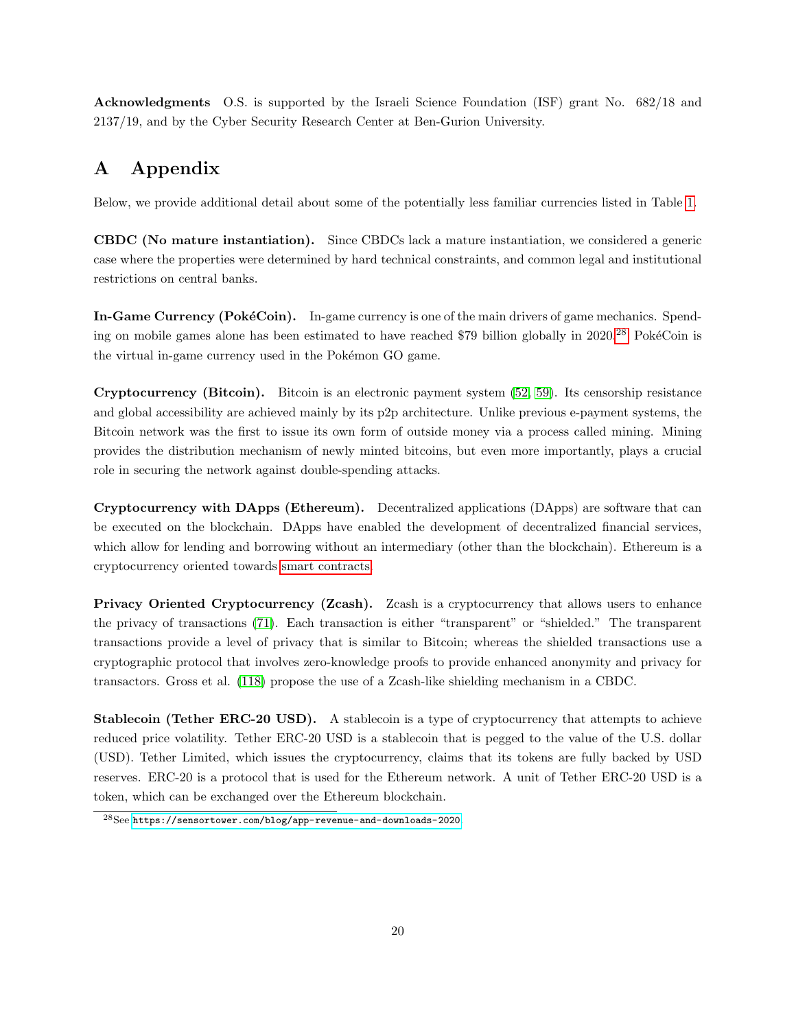**Acknowledgments** O.S. is supported by the Israeli Science Foundation (ISF) grant No. 682/18 and 2137/19, and by the Cyber Security Research Center at Ben-Gurion University.

# A Appendix

Below, we provide additional detail about some of the potentially less familiar currencies listed in Table 1.

**CBDC (No mature instantiation).** Since CBDCs lack a mature instantiation, we considered a generic case where the properties were determined by hard technical constraints, and common legal and institutional restrictions on central banks.

**In-Game Currency (PokéCoin).** In-game currency is one of the main drivers of game mechanics. Spending on mobile games alone has been estimated to have reached $79 billion globally in 2020.[28] PokéCoin is the virtual in-game currency used in the Pokémon GO game.

**Cryptocurrency (Bitcoin).** Bitcoin is an electronic payment system (52, 59). Its censorship resistance and global accessibility are achieved mainly by its p2p architecture. Unlike previous e-payment systems, the Bitcoin network was the first to issue its own form of outside money via a process called mining. Mining provides the distribution mechanism of newly minted bitcoins, but even more importantly, plays a crucial role in securing the network against double-spending attacks.

**Cryptocurrency with DApps (Ethereum).** Decentralized applications (DApps) are software that can be executed on the blockchain. DApps have enabled the development of decentralized financial services, which allow for lending and borrowing without an intermediary (other than the blockchain). Ethereum is a cryptocurrency oriented towards smart contracts.

**Privacy Oriented Cryptocurrency (Zcash).** Zcash is a cryptocurrency that allows users to enhance the privacy of transactions (71). Each transaction is either "transparent" or "shielded." The transparent transactions provide a level of privacy that is similar to Bitcoin; whereas the shielded transactions use a cryptographic protocol that involves zero-knowledge proofs to provide enhanced anonymity and privacy for transactors. Gross et al. (118) propose the use of a Zcash-like shielding mechanism in a CBDC.

**Stablecoin (Tether ERC-20 USD).** A stablecoin is a type of cryptocurrency that attempts to achieve reduced price volatility. Tether ERC-20 USD is a stablecoin that is pegged to the value of the U.S. dollar (USD). Tether Limited, which issues the cryptocurrency, claims that its tokens are fully backed by USD reserves. ERC-20 is a protocol that is used for the Ethereum network. A unit of Tether ERC-20 USD is a token, which can be exchanged over the Ethereum blockchain.

[28] See https://sensortower.com/blog/app-revenue-and-downloads-2020.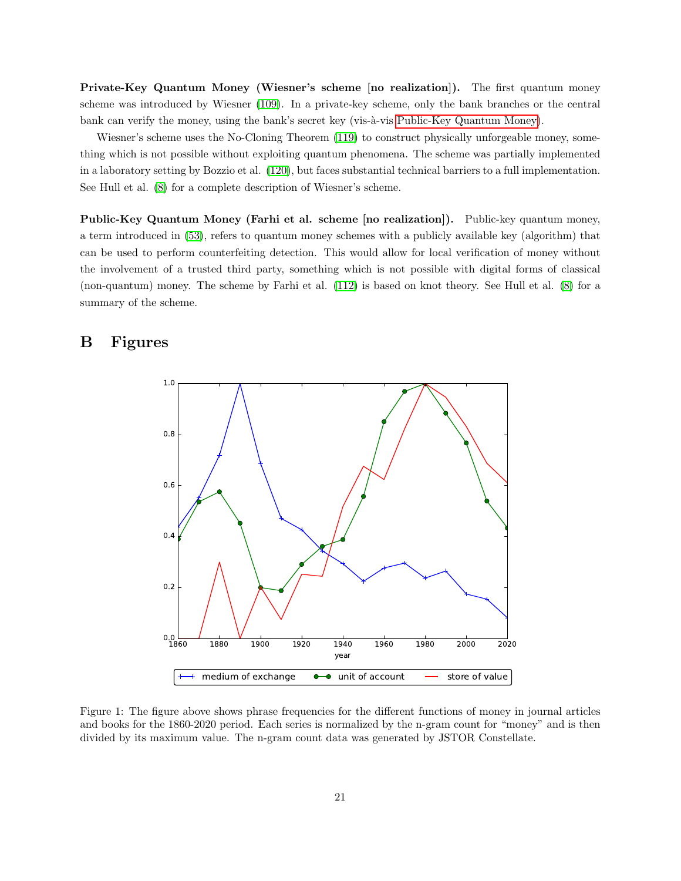**Private-Key Quantum Money (Wiesner's scheme [no realization]).** The first quantum money scheme was introduced by Wiesner (109). In a private-key scheme, only the bank branches or the central bank can verify the money, using the bank's secret key (vis-à-vis Public-Key Quantum Money).

Wiesner's scheme uses the No-Cloning Theorem (119) to construct physically unforgeable money, something which is not possible without exploiting quantum phenomena. The scheme was partially implemented in a laboratory setting by Bozzio et al. (120), but faces substantial technical barriers to a full implementation. See Hull et al. (8) for a complete description of Wiesner's scheme.

**Public-Key Quantum Money (Farhi et al. scheme [no realization]).** Public-key quantum money, a term introduced in (53), refers to quantum money schemes with a publicly available key (algorithm) that can be used to perform counterfeiting detection. This would allow for local verification of money without the involvement of a trusted third party, something which is not possible with digital forms of classical (non-quantum) money. The scheme by Farhi et al. (112) is based on knot theory. See Hull et al. (8) for a summary of the scheme.

# B Figures

Figure 1: The figure above shows phrase frequencies for the different functions of money in journal articles and books for the 1860-2020 period. Each series is normalized by the n-gram count for "money" and is then divided by its maximum value. The n-gram count data was generated by JSTOR Constellate.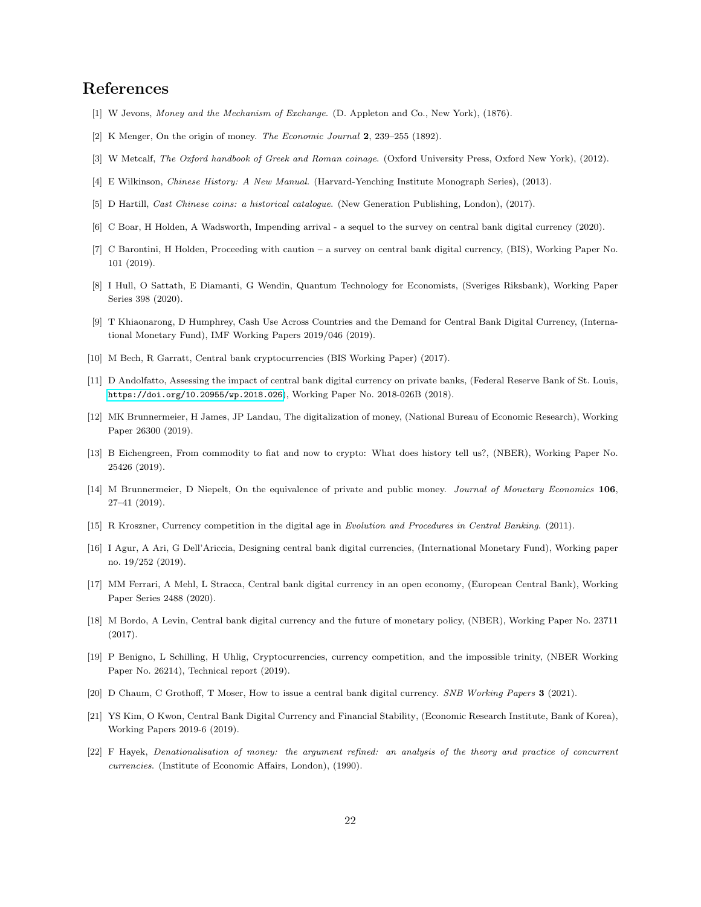# References

[1] W Jevons, *Money and the Mechanism of Exchange.* (D. Appleton and Co., New York), (1876).

[2] K Menger, On the origin of money. *The Economic Journal* **2**, 239–255 (1892).

[3] W Metcalf, *The Oxford handbook of Greek and Roman coinage.* (Oxford University Press, Oxford New York), (2012).

[4] E Wilkinson, *Chinese History: A New Manual.* (Harvard-Yenching Institute Monograph Series), (2013).

[5] D Hartill, *Cast Chinese coins: a historical catalogue.* (New Generation Publishing, London), (2017).

[6] C Boar, H Holden, A Wadsworth, Impending arrival - a sequel to the survey on central bank digital currency (2020).

[7] C Barontini, H Holden, Proceeding with caution – a survey on central bank digital currency, (BIS), Working Paper No. 101 (2019).

[8] I Hull, O Sattath, E Diamanti, G Wendin, Quantum Technology for Economists, (Sveriges Riksbank), Working Paper Series 398 (2020).

[9] T Khiaonarong, D Humphrey, Cash Use Across Countries and the Demand for Central Bank Digital Currency, (International Monetary Fund), IMF Working Papers 2019/046 (2019).

[10] M Bech, R Garratt, Central bank cryptocurrencies (BIS Working Paper) (2017).

[11] D Andolfatto, Assessing the impact of central bank digital currency on private banks, (Federal Reserve Bank of St. Louis, https://doi.org/10.20955/wp.2018.026), Working Paper No. 2018-026B (2018).

[12] MK Brunnermeier, H James, JP Landau, The digitalization of money, (National Bureau of Economic Research), Working Paper 26300 (2019).

[13] B Eichengreen, From commodity to fiat and now to crypto: What does history tell us?, (NBER), Working Paper No. 25426 (2019).

[14] M Brunnermeier, D Niepelt, On the equivalence of private and public money. *Journal of Monetary Economics* **106**, 27–41 (2019).

[15] R Kroszner, Currency competition in the digital age in *Evolution and Procedures in Central Banking.* (2011).

[16] I Agur, A Ari, G Dell'Ariccia, Designing central bank digital currencies, (International Monetary Fund), Working paper no. 19/252 (2019).

[17] MM Ferrari, A Mehl, L Stracca, Central bank digital currency in an open economy, (European Central Bank), Working Paper Series 2488 (2020).

[18] M Bordo, A Levin, Central bank digital currency and the future of monetary policy, (NBER), Working Paper No. 23711 (2017).

[19] P Benigno, L Schilling, H Uhlig, Cryptocurrencies, currency competition, and the impossible trinity, (NBER Working Paper No. 26214), Technical report (2019).

[20] D Chaum, C Grothoff, T Moser, How to issue a central bank digital currency. *SNB Working Papers* **3** (2021).

[21] YS Kim, O Kwon, Central Bank Digital Currency and Financial Stability, (Economic Research Institute, Bank of Korea), Working Papers 2019-6 (2019).

[22] F Hayek, *Denationalisation of money: the argument refined: an analysis of the theory and practice of concurrent currencies.* (Institute of Economic Affairs, London), (1990).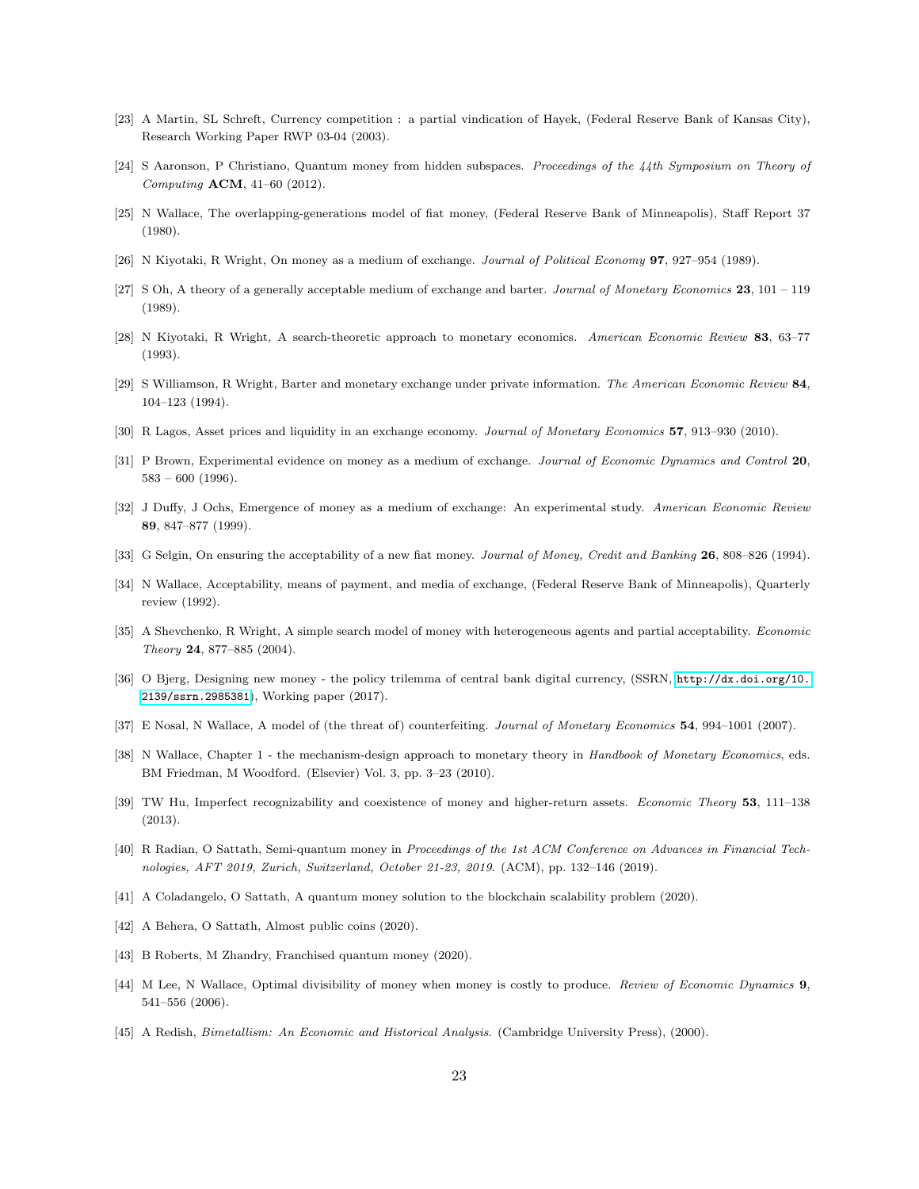[23] A Martin, SL Schreft, Currency competition : a partial vindication of Hayek, (Federal Reserve Bank of Kansas City), Research Working Paper RWP 03-04 (2003).

[24] S Aaronson, P Christiano, Quantum money from hidden subspaces. *Proceedings of the 44th Symposium on Theory of Computing* **ACM**, 41–60 (2012).

[25] N Wallace, The overlapping-generations model of fiat money, (Federal Reserve Bank of Minneapolis), Staff Report 37 (1980).

[26] N Kiyotaki, R Wright, On money as a medium of exchange. *Journal of Political Economy* **97**, 927–954 (1989).

[27] S Oh, A theory of a generally acceptable medium of exchange and barter. *Journal of Monetary Economics* **23**, 101 – 119 (1989).

[28] N Kiyotaki, R Wright, A search-theoretic approach to monetary economics. *American Economic Review* **83**, 63–77 (1993).

[29] S Williamson, R Wright, Barter and monetary exchange under private information. *The American Economic Review* **84**, 104–123 (1994).

[30] R Lagos, Asset prices and liquidity in an exchange economy. *Journal of Monetary Economics* **57**, 913–930 (2010).

[31] P Brown, Experimental evidence on money as a medium of exchange. *Journal of Economic Dynamics and Control* **20**, 583 – 600 (1996).

[32] J Duffy, J Ochs, Emergence of money as a medium of exchange: An experimental study. *American Economic Review* **89**, 847–877 (1999).

[33] G Selgin, On ensuring the acceptability of a new fiat money. *Journal of Money, Credit and Banking* **26**, 808–826 (1994).

[34] N Wallace, Acceptability, means of payment, and media of exchange, (Federal Reserve Bank of Minneapolis), Quarterly review (1992).

[35] A Shevchenko, R Wright, A simple search model of money with heterogeneous agents and partial acceptability. *Economic Theory* **24**, 877–885 (2004).

[36] O Bjerg, Designing new money - the policy trilemma of central bank digital currency, (SSRN, http://dx.doi.org/10.2139/ssrn.2985381), Working paper (2017).

[37] E Nosal, N Wallace, A model of (the threat of) counterfeiting. *Journal of Monetary Economics* **54**, 994–1001 (2007).

[38] N Wallace, Chapter 1 - the mechanism-design approach to monetary theory in *Handbook of Monetary Economics*, eds. BM Friedman, M Woodford. (Elsevier) Vol. 3, pp. 3–23 (2010).

[39] TW Hu, Imperfect recognizability and coexistence of money and higher-return assets. *Economic Theory* **53**, 111–138 (2013).

[40] R Radian, O Sattath, Semi-quantum money in *Proceedings of the 1st ACM Conference on Advances in Financial Technologies, AFT 2019, Zurich, Switzerland, October 21-23, 2019.* (ACM), pp. 132–146 (2019).

[41] A Coladangelo, O Sattath, A quantum money solution to the blockchain scalability problem (2020).

[42] A Behera, O Sattath, Almost public coins (2020).

[43] B Roberts, M Zhandry, Franchised quantum money (2020).

[44] M Lee, N Wallace, Optimal divisibility of money when money is costly to produce. *Review of Economic Dynamics* **9**, 541–556 (2006).

[45] A Redish, *Bimetallism: An Economic and Historical Analysis.* (Cambridge University Press), (2000).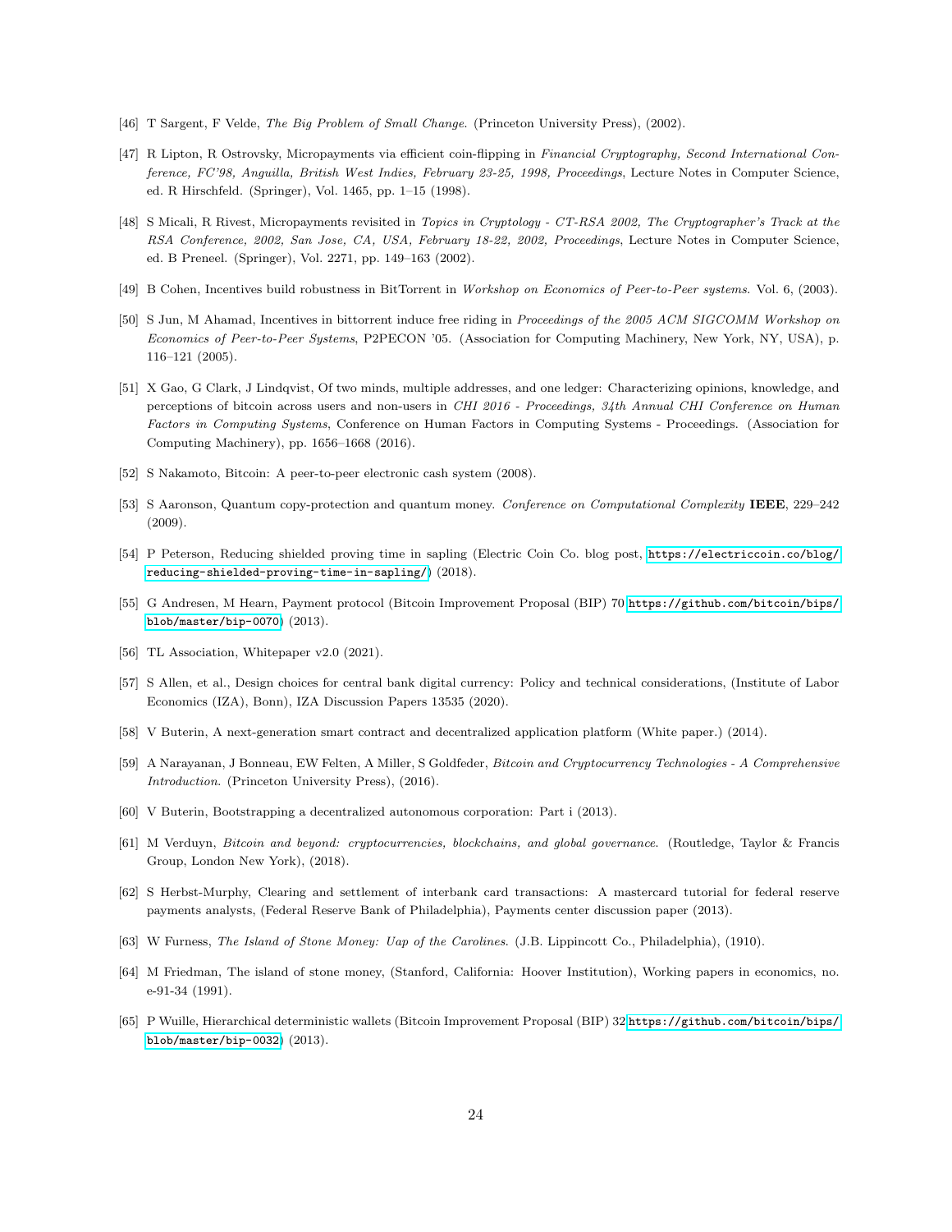[46] T Sargent, F Velde, *The Big Problem of Small Change.* (Princeton University Press), (2002).

[47] R Lipton, R Ostrovsky, Micropayments via efficient coin-flipping in *Financial Cryptography, Second International Conference, FC'98, Anguilla, British West Indies, February 23-25, 1998, Proceedings*, Lecture Notes in Computer Science, ed. R Hirschfeld. (Springer), Vol. 1465, pp. 1–15 (1998).

[48] S Micali, R Rivest, Micropayments revisited in *Topics in Cryptology - CT-RSA 2002, The Cryptographer's Track at the RSA Conference, 2002, San Jose, CA, USA, February 18-22, 2002, Proceedings*, Lecture Notes in Computer Science, ed. B Preneel. (Springer), Vol. 2271, pp. 149–163 (2002).

[49] B Cohen, Incentives build robustness in BitTorrent in *Workshop on Economics of Peer-to-Peer systems.* Vol. 6, (2003).

[50] S Jun, M Ahamad, Incentives in bittorrent induce free riding in *Proceedings of the 2005 ACM SIGCOMM Workshop on Economics of Peer-to-Peer Systems*, P2PECON '05. (Association for Computing Machinery, New York, NY, USA), p. 116–121 (2005).

[51] X Gao, G Clark, J Lindqvist, Of two minds, multiple addresses, and one ledger: Characterizing opinions, knowledge, and perceptions of bitcoin across users and non-users in *CHI 2016 - Proceedings, 34th Annual CHI Conference on Human Factors in Computing Systems*, Conference on Human Factors in Computing Systems - Proceedings. (Association for Computing Machinery), pp. 1656–1668 (2016).

[52] S Nakamoto, Bitcoin: A peer-to-peer electronic cash system (2008).

[53] S Aaronson, Quantum copy-protection and quantum money. *Conference on Computational Complexity* **IEEE**, 229–242 (2009).

[54] P Peterson, Reducing shielded proving time in sapling (Electric Coin Co. blog post, https://electriccoin.co/blog/reducing-shielded-proving-time-in-sapling/) (2018).

[55] G Andresen, M Hearn, Payment protocol (Bitcoin Improvement Proposal (BIP) 70 https://github.com/bitcoin/bips/blob/master/bip-0070) (2013).

[56] TL Association, Whitepaper v2.0 (2021).

[57] S Allen, et al., Design choices for central bank digital currency: Policy and technical considerations, (Institute of Labor Economics (IZA), Bonn), IZA Discussion Papers 13535 (2020).

[58] V Buterin, A next-generation smart contract and decentralized application platform (White paper.) (2014).

[59] A Narayanan, J Bonneau, EW Felten, A Miller, S Goldfeder, *Bitcoin and Cryptocurrency Technologies - A Comprehensive Introduction.* (Princeton University Press), (2016).

[60] V Buterin, Bootstrapping a decentralized autonomous corporation: Part i (2013).

[61] M Verduyn, *Bitcoin and beyond: cryptocurrencies, blockchains, and global governance.* (Routledge, Taylor & Francis Group, London New York), (2018).

[62] S Herbst-Murphy, Clearing and settlement of interbank card transactions: A mastercard tutorial for federal reserve payments analysts, (Federal Reserve Bank of Philadelphia), Payments center discussion paper (2013).

[63] W Furness, *The Island of Stone Money: Uap of the Carolines.* (J.B. Lippincott Co., Philadelphia), (1910).

[64] M Friedman, The island of stone money, (Stanford, California: Hoover Institution), Working papers in economics, no. e-91-34 (1991).

[65] P Wuille, Hierarchical deterministic wallets (Bitcoin Improvement Proposal (BIP) 32 https://github.com/bitcoin/bips/blob/master/bip-0032) (2013).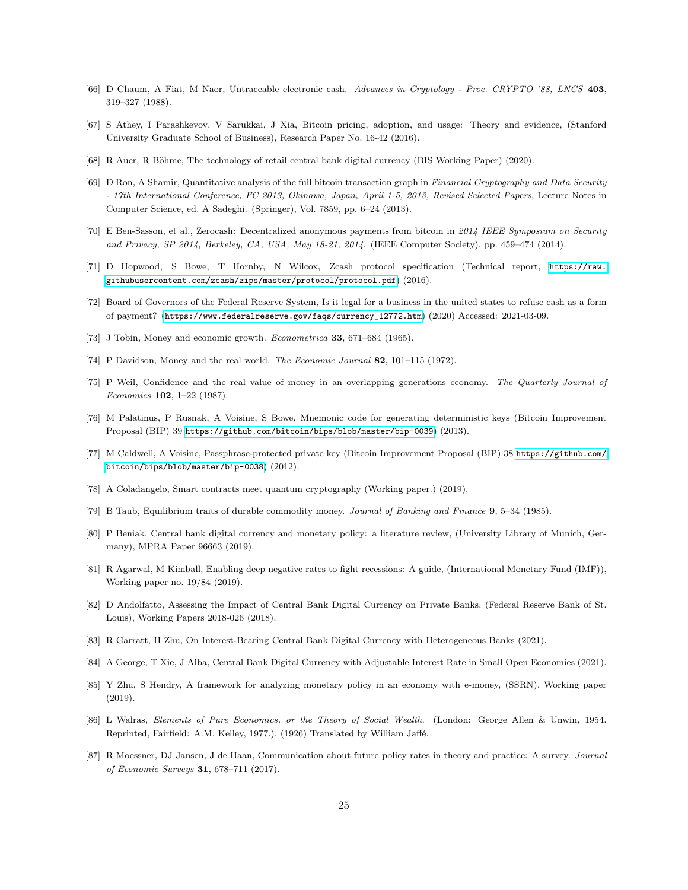[66] D Chaum, A Fiat, M Naor, Untraceable electronic cash. *Advances in Cryptology - Proc. CRYPTO '88, LNCS* **403**, 319–327 (1988).

[67] S Athey, I Parashkevov, V Sarukkai, J Xia, Bitcoin pricing, adoption, and usage: Theory and evidence, (Stanford University Graduate School of Business), Research Paper No. 16-42 (2016).

[68] R Auer, R Böhme, The technology of retail central bank digital currency (BIS Working Paper) (2020).

[69] D Ron, A Shamir, Quantitative analysis of the full bitcoin transaction graph in *Financial Cryptography and Data Security - 17th International Conference, FC 2013, Okinawa, Japan, April 1-5, 2013, Revised Selected Papers*, Lecture Notes in Computer Science, ed. A Sadeghi. (Springer), Vol. 7859, pp. 6–24 (2013).

[70] E Ben-Sasson, et al., Zerocash: Decentralized anonymous payments from bitcoin in *2014 IEEE Symposium on Security and Privacy, SP 2014, Berkeley, CA, USA, May 18-21, 2014*. (IEEE Computer Society), pp. 459–474 (2014).

[71] D Hopwood, S Bowe, T Hornby, N Wilcox, Zcash protocol specification (Technical report, https://raw.githubusercontent.com/zcash/zips/master/protocol/protocol.pdf) (2016).

[72] Board of Governors of the Federal Reserve System, Is it legal for a business in the united states to refuse cash as a form of payment? (https://www.federalreserve.gov/faqs/currency_12772.htm) (2020) Accessed: 2021-03-09.

[73] J Tobin, Money and economic growth. *Econometrica* **33**, 671–684 (1965).

[74] P Davidson, Money and the real world. *The Economic Journal* **82**, 101–115 (1972).

[75] P Weil, Confidence and the real value of money in an overlapping generations economy. *The Quarterly Journal of Economics* **102**, 1–22 (1987).

[76] M Palatinus, P Rusnak, A Voisine, S Bowe, Mnemonic code for generating deterministic keys (Bitcoin Improvement Proposal (BIP) 39 https://github.com/bitcoin/bips/blob/master/bip-0039) (2013).

[77] M Caldwell, A Voisine, Passphrase-protected private key (Bitcoin Improvement Proposal (BIP) 38 https://github.com/bitcoin/bips/blob/master/bip-0038) (2012).

[78] A Coladangelo, Smart contracts meet quantum cryptography (Working paper.) (2019).

[79] B Taub, Equilibrium traits of durable commodity money. *Journal of Banking and Finance* **9**, 5–34 (1985).

[80] P Beniak, Central bank digital currency and monetary policy: a literature review, (University Library of Munich, Germany), MPRA Paper 96663 (2019).

[81] R Agarwal, M Kimball, Enabling deep negative rates to fight recessions: A guide, (International Monetary Fund (IMF)), Working paper no. 19/84 (2019).

[82] D Andolfatto, Assessing the Impact of Central Bank Digital Currency on Private Banks, (Federal Reserve Bank of St. Louis), Working Papers 2018-026 (2018).

[83] R Garratt, H Zhu, On Interest-Bearing Central Bank Digital Currency with Heterogeneous Banks (2021).

[84] A George, T Xie, J Alba, Central Bank Digital Currency with Adjustable Interest Rate in Small Open Economies (2021).

[85] Y Zhu, S Hendry, A framework for analyzing monetary policy in an economy with e-money, (SSRN), Working paper (2019).

[86] L Walras, *Elements of Pure Economics, or the Theory of Social Wealth.* (London: George Allen & Unwin, 1954. Reprinted, Fairfield: A.M. Kelley, 1977.), (1926) Translated by William Jaffé.

[87] R Moessner, DJ Jansen, J de Haan, Communication about future policy rates in theory and practice: A survey. *Journal of Economic Surveys* **31**, 678–711 (2017).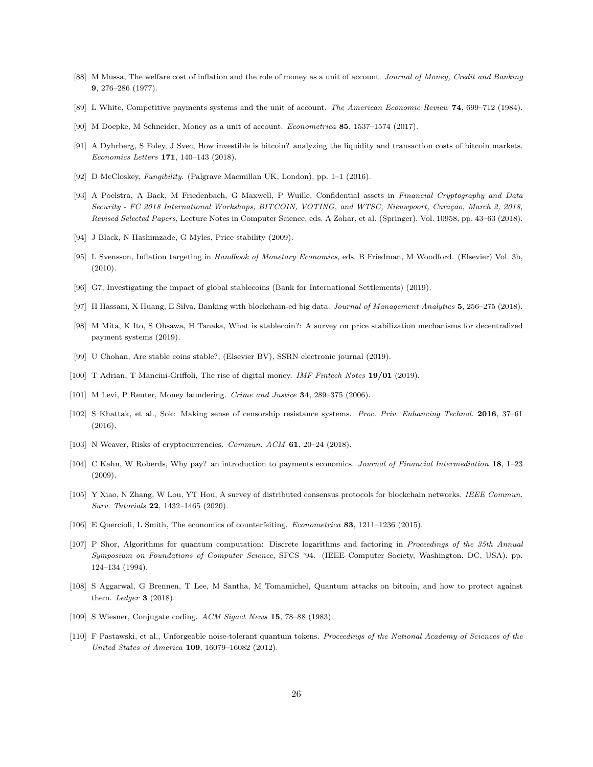[88] M Mussa, The welfare cost of inflation and the role of money as a unit of account. *Journal of Money, Credit and Banking* **9**, 276–286 (1977).

[89] L White, Competitive payments systems and the unit of account. *The American Economic Review* **74**, 699–712 (1984).

[90] M Doepke, M Schneider, Money as a unit of account. *Econometrica* **85**, 1537–1574 (2017).

[91] A Dyhrberg, S Foley, J Svec, How investible is bitcoin? analyzing the liquidity and transaction costs of bitcoin markets. *Economics Letters* **171**, 140–143 (2018).

[92] D McCloskey, *Fungibility*. (Palgrave Macmillan UK, London), pp. 1–1 (2016).

[93] A Poelstra, A Back, M Friedenbach, G Maxwell, P Wuille, Confidential assets in *Financial Cryptography and Data Security - FC 2018 International Workshops, BITCOIN, VOTING, and WTSC, Nieuwpoort, Curaçao, March 2, 2018, Revised Selected Papers*, Lecture Notes in Computer Science, eds. A Zohar, et al. (Springer), Vol. 10958, pp. 43–63 (2018).

[94] J Black, N Hashimzade, G Myles, Price stability (2009).

[95] L Svensson, Inflation targeting in *Handbook of Monetary Economics*, eds. B Friedman, M Woodford. (Elsevier) Vol. 3b, (2010).

[96] G7, Investigating the impact of global stablecoins (Bank for International Settlements) (2019).

[97] H Hassani, X Huang, E Silva, Banking with blockchain-ed big data. *Journal of Management Analytics* **5**, 256–275 (2018).

[98] M Mita, K Ito, S Ohsawa, H Tanaka, What is stablecoin?: A survey on price stabilization mechanisms for decentralized payment systems (2019).

[99] U Chohan, Are stable coins stable?, (Elsevier BV), SSRN electronic journal (2019).

[100] T Adrian, T Mancini-Griffoli, The rise of digital money. *IMF Fintech Notes* **19/01** (2019).

[101] M Levi, P Reuter, Money laundering. *Crime and Justice* **34**, 289–375 (2006).

[102] S Khattak, et al., Sok: Making sense of censorship resistance systems. *Proc. Priv. Enhancing Technol.* **2016**, 37–61 (2016).

[103] N Weaver, Risks of cryptocurrencies. *Commun. ACM* **61**, 20–24 (2018).

[104] C Kahn, W Roberds, Why pay? an introduction to payments economics. *Journal of Financial Intermediation* **18**, 1–23 (2009).

[105] Y Xiao, N Zhang, W Lou, YT Hou, A survey of distributed consensus protocols for blockchain networks. *IEEE Commun. Surv. Tutorials* **22**, 1432–1465 (2020).

[106] E Quercioli, L Smith, The economics of counterfeiting. *Econometrica* **83**, 1211–1236 (2015).

[107] P Shor, Algorithms for quantum computation: Discrete logarithms and factoring in *Proceedings of the 35th Annual Symposium on Foundations of Computer Science*, SFCS '94. (IEEE Computer Society, Washington, DC, USA), pp. 124–134 (1994).

[108] S Aggarwal, G Brennen, T Lee, M Santha, M Tomamichel, Quantum attacks on bitcoin, and how to protect against them. *Ledger* **3** (2018).

[109] S Wiesner, Conjugate coding. *ACM Sigact News* **15**, 78–88 (1983).

[110] F Pastawski, et al., Unforgeable noise-tolerant quantum tokens. *Proceedings of the National Academy of Sciences of the United States of America* **109**, 16079–16082 (2012).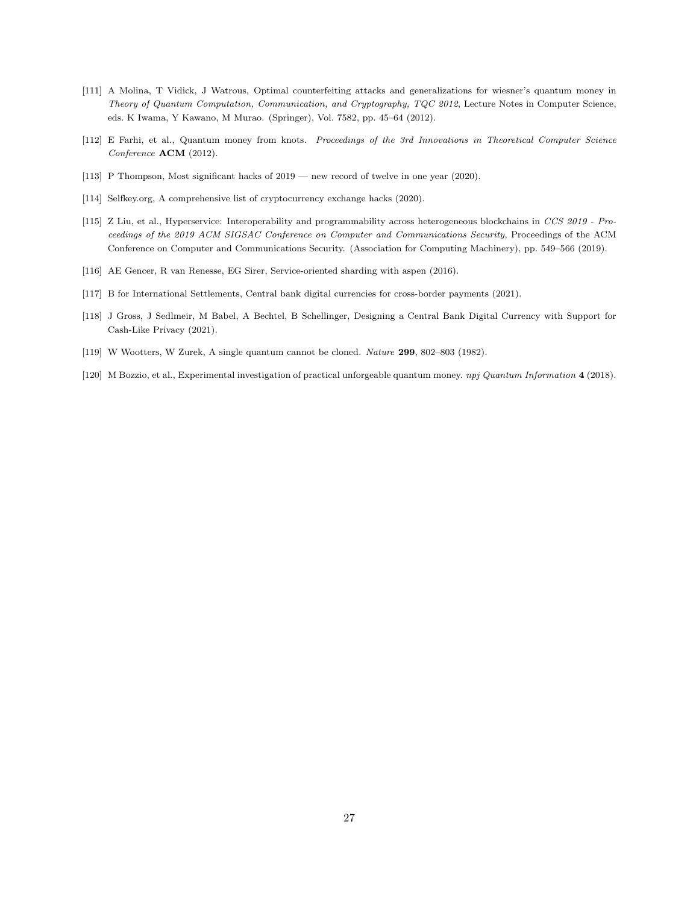[111] A Molina, T Vidick, J Watrous, Optimal counterfeiting attacks and generalizations for wiesner's quantum money in *Theory of Quantum Computation, Communication, and Cryptography, TQC 2012*, Lecture Notes in Computer Science, eds. K Iwama, Y Kawano, M Murao. (Springer), Vol. 7582, pp. 45–64 (2012).

[112] E Farhi, et al., Quantum money from knots. *Proceedings of the 3rd Innovations in Theoretical Computer Science Conference* **ACM** (2012).

[113] P Thompson, Most significant hacks of 2019 — new record of twelve in one year (2020).

[114] Selfkey.org, A comprehensive list of cryptocurrency exchange hacks (2020).

[115] Z Liu, et al., Hyperservice: Interoperability and programmability across heterogeneous blockchains in *CCS 2019 - Proceedings of the 2019 ACM SIGSAC Conference on Computer and Communications Security*, Proceedings of the ACM Conference on Computer and Communications Security. (Association for Computing Machinery), pp. 549–566 (2019).

[116] AE Gencer, R van Renesse, EG Sirer, Service-oriented sharding with aspen (2016).

[117] B for International Settlements, Central bank digital currencies for cross-border payments (2021).

[118] J Gross, J Sedlmeir, M Babel, A Bechtel, B Schellinger, Designing a Central Bank Digital Currency with Support for Cash-Like Privacy (2021).

[119] W Wootters, W Zurek, A single quantum cannot be cloned. *Nature* **299**, 802–803 (1982).

[120] M Bozzio, et al., Experimental investigation of practical unforgeable quantum money. *npj Quantum Information* **4** (2018).